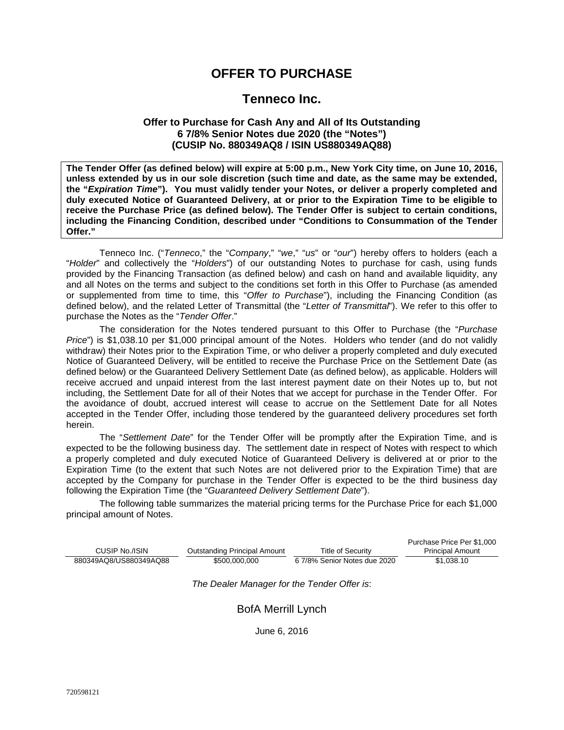# OFFER TO PURCHASE

## Tenneco Inc.

### Offer to Purchase for Cash Any and All of Its Outstanding 6 7/8% Senior Notes due 2020 (the "Notes") (CUSIP No. 880349AQ8 / ISIN US880349AQ88)

**The Tender Offer (as defined below) will expire at 5:00 p.m., New York City time, on June 10, 2016, unless extended by us in our sole discretion (such time and date, as the same may be extended, the "*Expiration Time*"). You must validly tender your Notes, or deliver a properly completed and duly executed Notice of Guaranteed Delivery, at or prior to the Expiration Time to be eligible to receive the Purchase Price (as defined below). The Tender Offer is subject to certain conditions, including the Financing Condition, described under "Conditions to Consummation of the Tender Offer."**

Tenneco Inc. ("*Tenneco*," the "*Company*," "*we*," "*us*" or "*our*") hereby offers to holders (each a "*Holder*" and collectively the "*Holders*") of our outstanding Notes to purchase for cash, using funds provided by the Financing Transaction (as defined below) and cash on hand and available liquidity, any and all Notes on the terms and subject to the conditions set forth in this Offer to Purchase (as amended or supplemented from time to time, this "*Offer to Purchase*"), including the Financing Condition (as defined below), and the related Letter of Transmittal (the "*Letter of Transmittal*"). We refer to this offer to purchase the Notes as the "*Tender Offer*."

The consideration for the Notes tendered pursuant to this Offer to Purchase (the "*Purchase Price*") is $1,038.10 per $1,000 principal amount of the Notes. Holders who tender (and do not validly withdraw) their Notes prior to the Expiration Time, or who deliver a properly completed and duly executed Notice of Guaranteed Delivery, will be entitled to receive the Purchase Price on the Settlement Date (as defined below) or the Guaranteed Delivery Settlement Date (as defined below), as applicable. Holders will receive accrued and unpaid interest from the last interest payment date on their Notes up to, but not including, the Settlement Date for all of their Notes that we accept for purchase in the Tender Offer. For the avoidance of doubt, accrued interest will cease to accrue on the Settlement Date for all Notes accepted in the Tender Offer, including those tendered by the guaranteed delivery procedures set forth herein.

The "*Settlement Date*" for the Tender Offer will be promptly after the Expiration Time, and is expected to be the following business day. The settlement date in respect of Notes with respect to which a properly completed and duly executed Notice of Guaranteed Delivery is delivered at or prior to the Expiration Time (to the extent that such Notes are not delivered prior to the Expiration Time) that are accepted by the Company for purchase in the Tender Offer is expected to be the third business day following the Expiration Time (the "*Guaranteed Delivery Settlement Date*").

The following table summarizes the material pricing terms for the Purchase Price for each $1,000 principal amount of Notes.

| CUSIP No./ISIN | Outstanding Principal Amount | Title of Security | Purchase Price Per $1,000 Principal Amount |
|---|---|---|---|
| 880349AQ8/US880349AQ88 | $500,000,000 | 6 7/8% Senior Notes due 2020 | $1,038.10 |

*The Dealer Manager for the Tender Offer is*:

BofA Merrill Lynch

June 6, 2016

720598121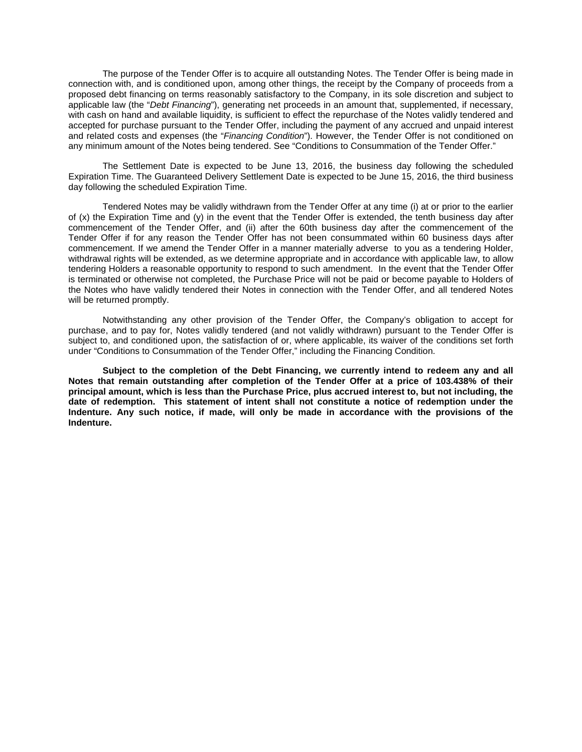The purpose of the Tender Offer is to acquire all outstanding Notes. The Tender Offer is being made in connection with, and is conditioned upon, among other things, the receipt by the Company of proceeds from a proposed debt financing on terms reasonably satisfactory to the Company, in its sole discretion and subject to applicable law (the "*Debt Financing*"), generating net proceeds in an amount that, supplemented, if necessary, with cash on hand and available liquidity, is sufficient to effect the repurchase of the Notes validly tendered and accepted for purchase pursuant to the Tender Offer, including the payment of any accrued and unpaid interest and related costs and expenses (the "*Financing Condition*"). However, the Tender Offer is not conditioned on any minimum amount of the Notes being tendered. See "Conditions to Consummation of the Tender Offer."

The Settlement Date is expected to be June 13, 2016, the business day following the scheduled Expiration Time. The Guaranteed Delivery Settlement Date is expected to be June 15, 2016, the third business day following the scheduled Expiration Time.

Tendered Notes may be validly withdrawn from the Tender Offer at any time (i) at or prior to the earlier of (x) the Expiration Time and (y) in the event that the Tender Offer is extended, the tenth business day after commencement of the Tender Offer, and (ii) after the 60th business day after the commencement of the Tender Offer if for any reason the Tender Offer has not been consummated within 60 business days after commencement. If we amend the Tender Offer in a manner materially adverse to you as a tendering Holder, withdrawal rights will be extended, as we determine appropriate and in accordance with applicable law, to allow tendering Holders a reasonable opportunity to respond to such amendment. In the event that the Tender Offer is terminated or otherwise not completed, the Purchase Price will not be paid or become payable to Holders of the Notes who have validly tendered their Notes in connection with the Tender Offer, and all tendered Notes will be returned promptly.

Notwithstanding any other provision of the Tender Offer, the Company's obligation to accept for purchase, and to pay for, Notes validly tendered (and not validly withdrawn) pursuant to the Tender Offer is subject to, and conditioned upon, the satisfaction of or, where applicable, its waiver of the conditions set forth under "Conditions to Consummation of the Tender Offer," including the Financing Condition.

**Subject to the completion of the Debt Financing, we currently intend to redeem any and all Notes that remain outstanding after completion of the Tender Offer at a price of 103.438% of their principal amount, which is less than the Purchase Price, plus accrued interest to, but not including, the date of redemption. This statement of intent shall not constitute a notice of redemption under the Indenture. Any such notice, if made, will only be made in accordance with the provisions of the Indenture.**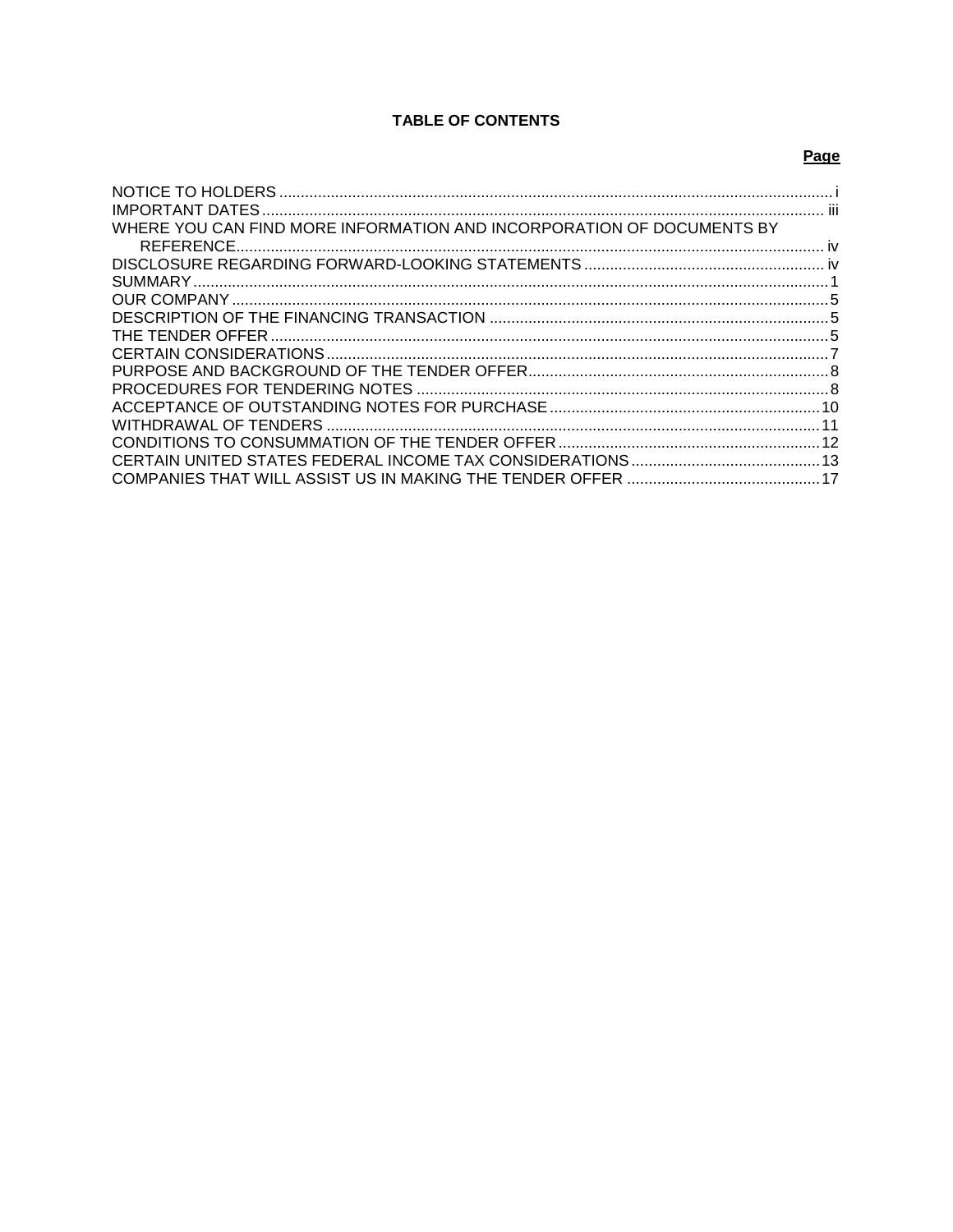# TABLE OF CONTENTS

| | Page |
|---|---|
| NOTICE TO HOLDERS | i |
| IMPORTANT DATES | iii |
| WHERE YOU CAN FIND MORE INFORMATION AND INCORPORATION OF DOCUMENTS BY REFERENCE | iv |
| DISCLOSURE REGARDING FORWARD-LOOKING STATEMENTS | iv |
| SUMMARY | 1 |
| OUR COMPANY | 5 |
| DESCRIPTION OF THE FINANCING TRANSACTION | 5 |
| THE TENDER OFFER | 5 |
| CERTAIN CONSIDERATIONS | 7 |
| PURPOSE AND BACKGROUND OF THE TENDER OFFER | 8 |
| PROCEDURES FOR TENDERING NOTES | 8 |
| ACCEPTANCE OF OUTSTANDING NOTES FOR PURCHASE | 10 |
| WITHDRAWAL OF TENDERS | 11 |
| CONDITIONS TO CONSUMMATION OF THE TENDER OFFER | 12 |
| CERTAIN UNITED STATES FEDERAL INCOME TAX CONSIDERATIONS | 13 |
| COMPANIES THAT WILL ASSIST US IN MAKING THE TENDER OFFER | 17 |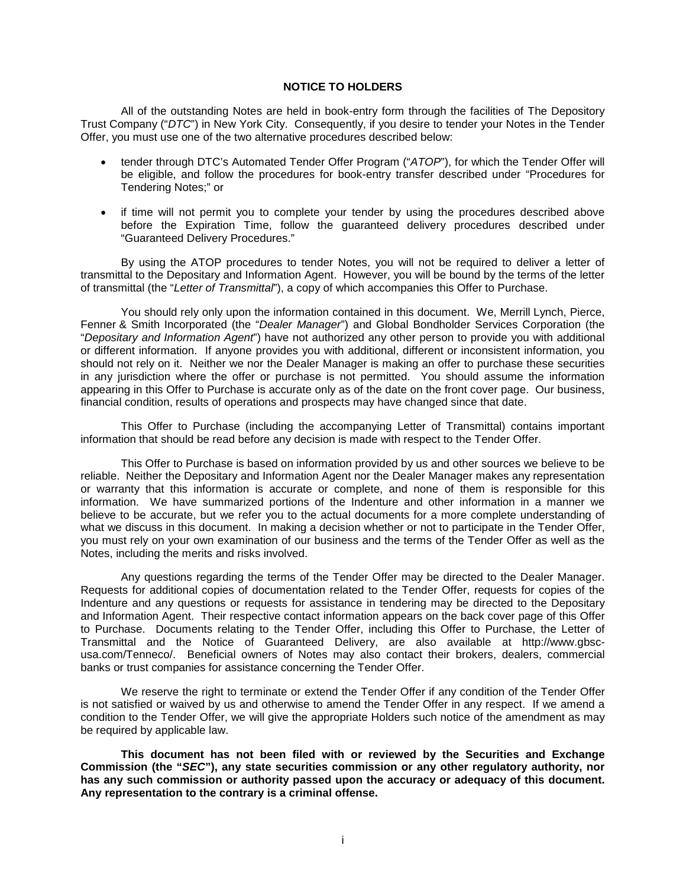## NOTICE TO HOLDERS

All of the outstanding Notes are held in book-entry form through the facilities of The Depository Trust Company ("*DTC*") in New York City. Consequently, if you desire to tender your Notes in the Tender Offer, you must use one of the two alternative procedures described below:

- tender through DTC's Automated Tender Offer Program ("*ATOP*"), for which the Tender Offer will be eligible, and follow the procedures for book-entry transfer described under "Procedures for Tendering Notes;" or
- if time will not permit you to complete your tender by using the procedures described above before the Expiration Time, follow the guaranteed delivery procedures described under "Guaranteed Delivery Procedures."

By using the ATOP procedures to tender Notes, you will not be required to deliver a letter of transmittal to the Depositary and Information Agent. However, you will be bound by the terms of the letter of transmittal (the "*Letter of Transmittal*"), a copy of which accompanies this Offer to Purchase.

You should rely only upon the information contained in this document. We, Merrill Lynch, Pierce, Fenner & Smith Incorporated (the "*Dealer Manager*") and Global Bondholder Services Corporation (the "*Depositary and Information Agent*") have not authorized any other person to provide you with additional or different information. If anyone provides you with additional, different or inconsistent information, you should not rely on it. Neither we nor the Dealer Manager is making an offer to purchase these securities in any jurisdiction where the offer or purchase is not permitted. You should assume the information appearing in this Offer to Purchase is accurate only as of the date on the front cover page. Our business, financial condition, results of operations and prospects may have changed since that date.

This Offer to Purchase (including the accompanying Letter of Transmittal) contains important information that should be read before any decision is made with respect to the Tender Offer.

This Offer to Purchase is based on information provided by us and other sources we believe to be reliable. Neither the Depositary and Information Agent nor the Dealer Manager makes any representation or warranty that this information is accurate or complete, and none of them is responsible for this information. We have summarized portions of the Indenture and other information in a manner we believe to be accurate, but we refer you to the actual documents for a more complete understanding of what we discuss in this document. In making a decision whether or not to participate in the Tender Offer, you must rely on your own examination of our business and the terms of the Tender Offer as well as the Notes, including the merits and risks involved.

Any questions regarding the terms of the Tender Offer may be directed to the Dealer Manager. Requests for additional copies of documentation related to the Tender Offer, requests for copies of the Indenture and any questions or requests for assistance in tendering may be directed to the Depositary and Information Agent. Their respective contact information appears on the back cover page of this Offer to Purchase. Documents relating to the Tender Offer, including this Offer to Purchase, the Letter of Transmittal and the Notice of Guaranteed Delivery, are also available at http://www.gbsc-usa.com/Tenneco/. Beneficial owners of Notes may also contact their brokers, dealers, commercial banks or trust companies for assistance concerning the Tender Offer.

We reserve the right to terminate or extend the Tender Offer if any condition of the Tender Offer is not satisfied or waived by us and otherwise to amend the Tender Offer in any respect. If we amend a condition to the Tender Offer, we will give the appropriate Holders such notice of the amendment as may be required by applicable law.

**This document has not been filed with or reviewed by the Securities and Exchange Commission (the "*SEC*"), any state securities commission or any other regulatory authority, nor has any such commission or authority passed upon the accuracy or adequacy of this document. Any representation to the contrary is a criminal offense.**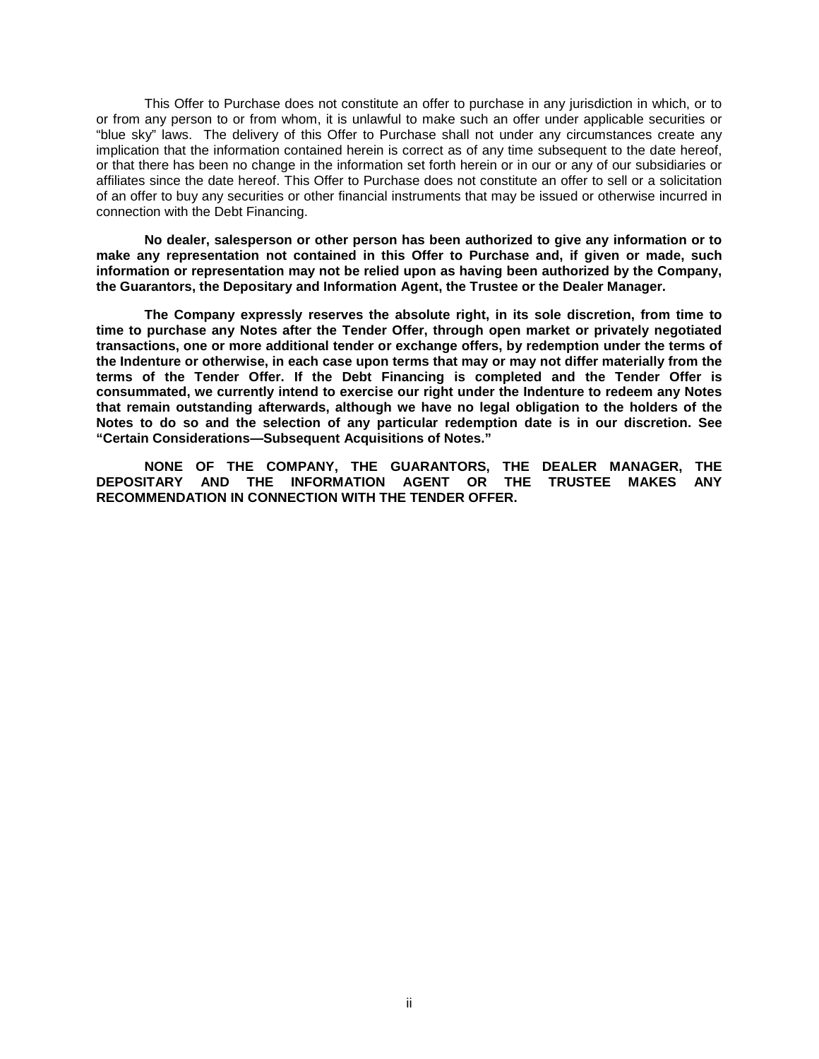This Offer to Purchase does not constitute an offer to purchase in any jurisdiction in which, or to or from any person to or from whom, it is unlawful to make such an offer under applicable securities or "blue sky" laws. The delivery of this Offer to Purchase shall not under any circumstances create any implication that the information contained herein is correct as of any time subsequent to the date hereof, or that there has been no change in the information set forth herein or in our or any of our subsidiaries or affiliates since the date hereof. This Offer to Purchase does not constitute an offer to sell or a solicitation of an offer to buy any securities or other financial instruments that may be issued or otherwise incurred in connection with the Debt Financing.

**No dealer, salesperson or other person has been authorized to give any information or to make any representation not contained in this Offer to Purchase and, if given or made, such information or representation may not be relied upon as having been authorized by the Company, the Guarantors, the Depositary and Information Agent, the Trustee or the Dealer Manager.**

**The Company expressly reserves the absolute right, in its sole discretion, from time to time to purchase any Notes after the Tender Offer, through open market or privately negotiated transactions, one or more additional tender or exchange offers, by redemption under the terms of the Indenture or otherwise, in each case upon terms that may or may not differ materially from the terms of the Tender Offer. If the Debt Financing is completed and the Tender Offer is consummated, we currently intend to exercise our right under the Indenture to redeem any Notes that remain outstanding afterwards, although we have no legal obligation to the holders of the Notes to do so and the selection of any particular redemption date is in our discretion. See "Certain Considerations—Subsequent Acquisitions of Notes."**

**NONE OF THE COMPANY, THE GUARANTORS, THE DEALER MANAGER, THE DEPOSITARY AND THE INFORMATION AGENT OR THE TRUSTEE MAKES ANY RECOMMENDATION IN CONNECTION WITH THE TENDER OFFER.**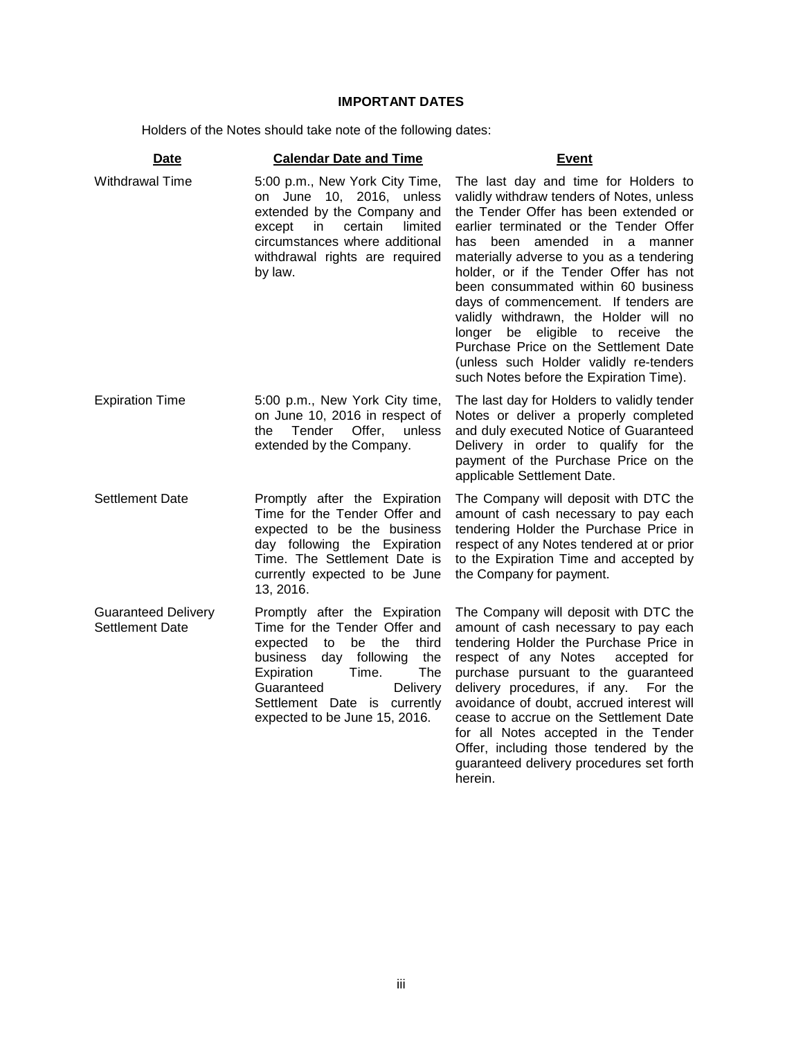## IMPORTANT DATES

Holders of the Notes should take note of the following dates:

| Date | Calendar Date and Time | Event |
|---|---|---|
| Withdrawal Time | 5:00 p.m., New York City Time, on June 10, 2016, unless extended by the Company and except in certain limited circumstances where additional withdrawal rights are required by law. | The last day and time for Holders to validly withdraw tenders of Notes, unless the Tender Offer has been extended or earlier terminated or the Tender Offer has been amended in a manner materially adverse to you as a tendering holder, or if the Tender Offer has not been consummated within 60 business days of commencement. If tenders are validly withdrawn, the Holder will no longer be eligible to receive the Purchase Price on the Settlement Date (unless such Holder validly re-tenders such Notes before the Expiration Time). |
| Expiration Time | 5:00 p.m., New York City time, on June 10, 2016 in respect of the Tender Offer, unless extended by the Company. | The last day for Holders to validly tender Notes or deliver a properly completed and duly executed Notice of Guaranteed Delivery in order to qualify for the payment of the Purchase Price on the applicable Settlement Date. |
| Settlement Date | Promptly after the Expiration Time for the Tender Offer and expected to be the business day following the Expiration Time. The Settlement Date is currently expected to be June 13, 2016. | The Company will deposit with DTC the amount of cash necessary to pay each tendering Holder the Purchase Price in respect of any Notes tendered at or prior to the Expiration Time and accepted by the Company for payment. |
| Guaranteed Delivery Settlement Date | Promptly after the Expiration Time for the Tender Offer and expected to be the third business day following the Expiration Time. The Guaranteed Delivery Settlement Date is currently expected to be June 15, 2016. | The Company will deposit with DTC the amount of cash necessary to pay each tendering Holder the Purchase Price in respect of any Notes accepted for purchase pursuant to the guaranteed delivery procedures, if any. For the avoidance of doubt, accrued interest will cease to accrue on the Settlement Date for all Notes accepted in the Tender Offer, including those tendered by the guaranteed delivery procedures set forth herein. |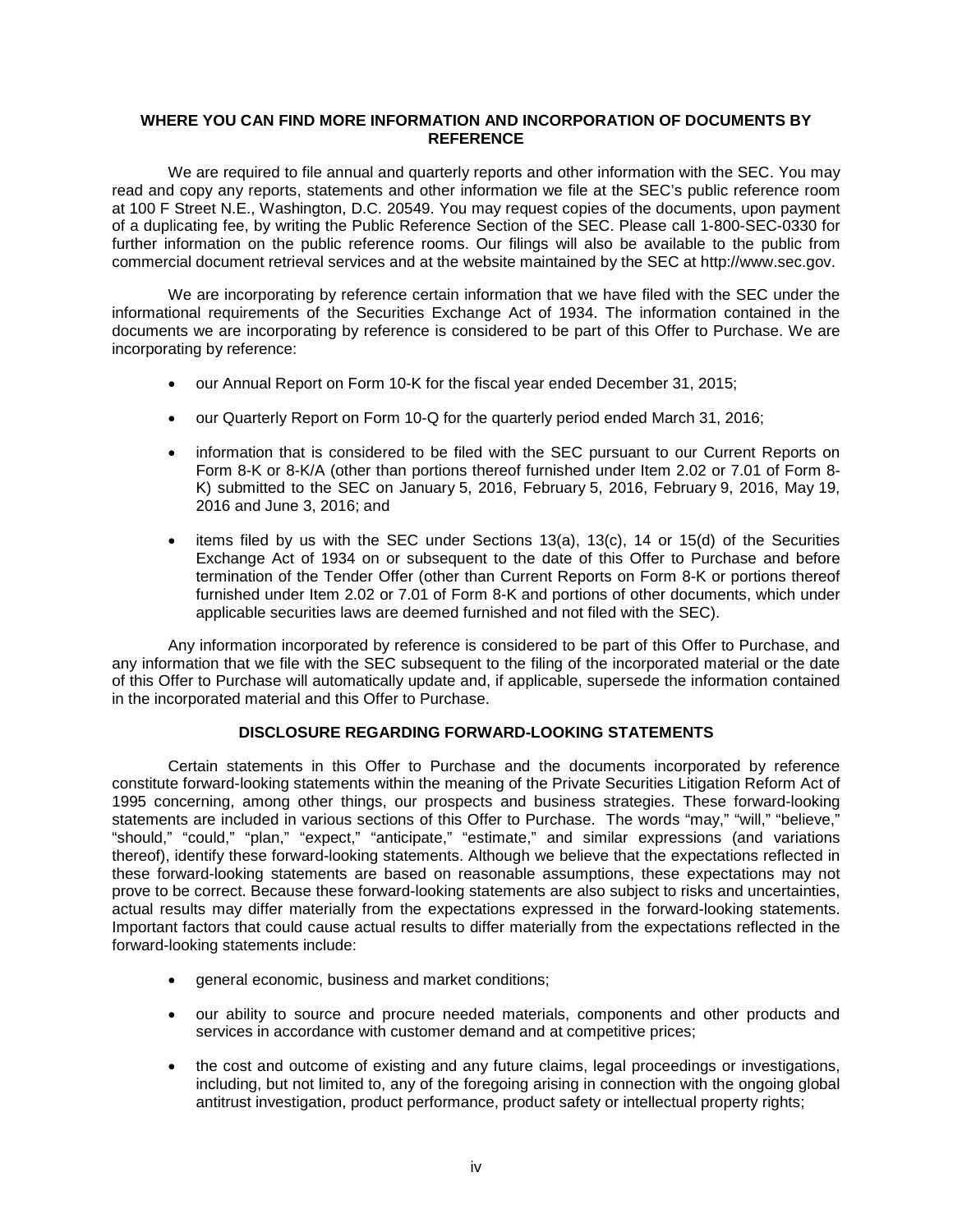## WHERE YOU CAN FIND MORE INFORMATION AND INCORPORATION OF DOCUMENTS BY REFERENCE

We are required to file annual and quarterly reports and other information with the SEC. You may read and copy any reports, statements and other information we file at the SEC's public reference room at 100 F Street N.E., Washington, D.C. 20549. You may request copies of the documents, upon payment of a duplicating fee, by writing the Public Reference Section of the SEC. Please call 1-800-SEC-0330 for further information on the public reference rooms. Our filings will also be available to the public from commercial document retrieval services and at the website maintained by the SEC at http://www.sec.gov.

We are incorporating by reference certain information that we have filed with the SEC under the informational requirements of the Securities Exchange Act of 1934. The information contained in the documents we are incorporating by reference is considered to be part of this Offer to Purchase. We are incorporating by reference:

- our Annual Report on Form 10-K for the fiscal year ended December 31, 2015;
- our Quarterly Report on Form 10-Q for the quarterly period ended March 31, 2016;
- information that is considered to be filed with the SEC pursuant to our Current Reports on Form 8-K or 8-K/A (other than portions thereof furnished under Item 2.02 or 7.01 of Form 8-K) submitted to the SEC on January 5, 2016, February 5, 2016, February 9, 2016, May 19, 2016 and June 3, 2016; and
- items filed by us with the SEC under Sections 13(a), 13(c), 14 or 15(d) of the Securities Exchange Act of 1934 on or subsequent to the date of this Offer to Purchase and before termination of the Tender Offer (other than Current Reports on Form 8-K or portions thereof furnished under Item 2.02 or 7.01 of Form 8-K and portions of other documents, which under applicable securities laws are deemed furnished and not filed with the SEC).

Any information incorporated by reference is considered to be part of this Offer to Purchase, and any information that we file with the SEC subsequent to the filing of the incorporated material or the date of this Offer to Purchase will automatically update and, if applicable, supersede the information contained in the incorporated material and this Offer to Purchase.

## DISCLOSURE REGARDING FORWARD-LOOKING STATEMENTS

Certain statements in this Offer to Purchase and the documents incorporated by reference constitute forward-looking statements within the meaning of the Private Securities Litigation Reform Act of 1995 concerning, among other things, our prospects and business strategies. These forward-looking statements are included in various sections of this Offer to Purchase. The words "may," "will," "believe," "should," "could," "plan," "expect," "anticipate," "estimate," and similar expressions (and variations thereof), identify these forward-looking statements. Although we believe that the expectations reflected in these forward-looking statements are based on reasonable assumptions, these expectations may not prove to be correct. Because these forward-looking statements are also subject to risks and uncertainties, actual results may differ materially from the expectations expressed in the forward-looking statements. Important factors that could cause actual results to differ materially from the expectations reflected in the forward-looking statements include:

- general economic, business and market conditions;
- our ability to source and procure needed materials, components and other products and services in accordance with customer demand and at competitive prices;
- the cost and outcome of existing and any future claims, legal proceedings or investigations, including, but not limited to, any of the foregoing arising in connection with the ongoing global antitrust investigation, product performance, product safety or intellectual property rights;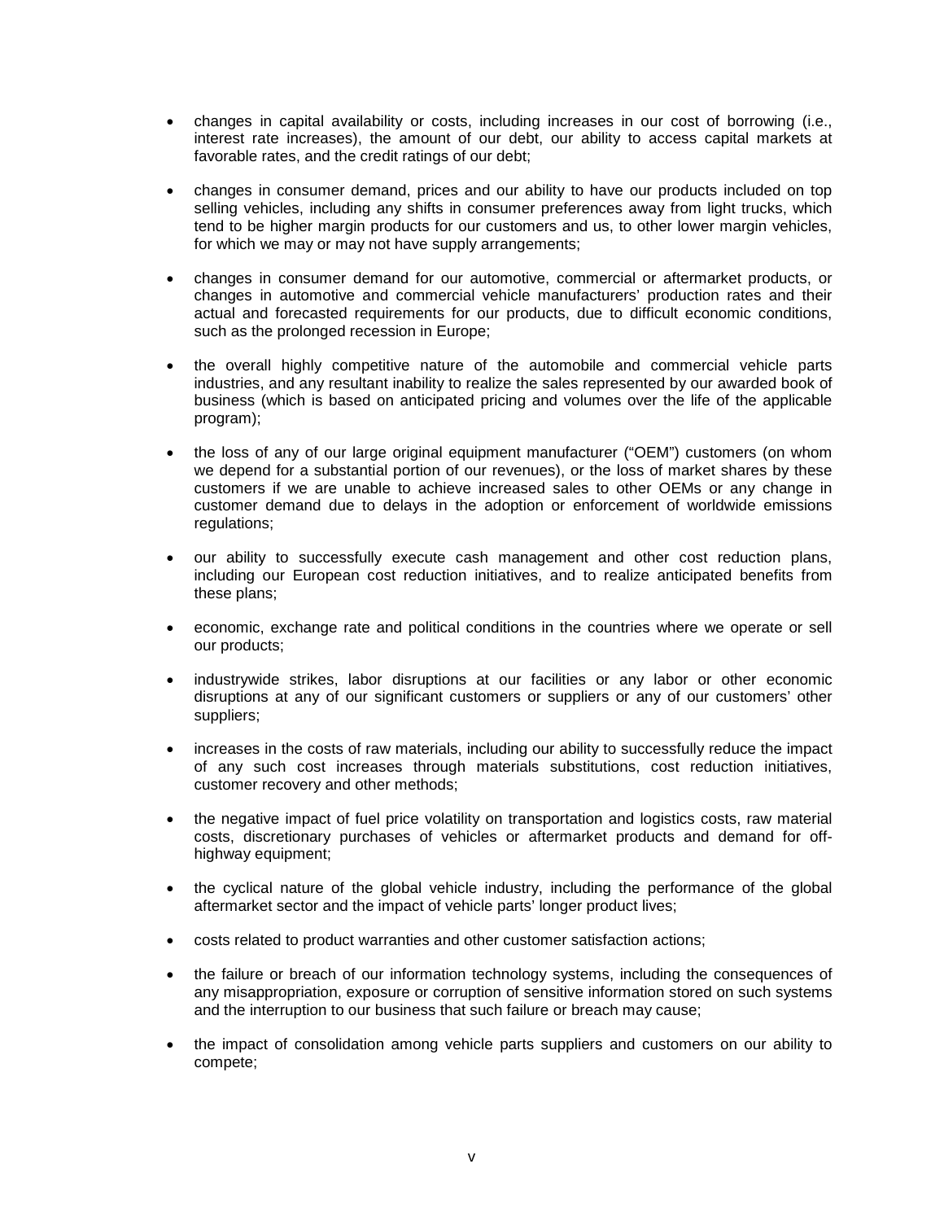- changes in capital availability or costs, including increases in our cost of borrowing (i.e., interest rate increases), the amount of our debt, our ability to access capital markets at favorable rates, and the credit ratings of our debt;

- changes in consumer demand, prices and our ability to have our products included on top selling vehicles, including any shifts in consumer preferences away from light trucks, which tend to be higher margin products for our customers and us, to other lower margin vehicles, for which we may or may not have supply arrangements;

- changes in consumer demand for our automotive, commercial or aftermarket products, or changes in automotive and commercial vehicle manufacturers' production rates and their actual and forecasted requirements for our products, due to difficult economic conditions, such as the prolonged recession in Europe;

- the overall highly competitive nature of the automobile and commercial vehicle parts industries, and any resultant inability to realize the sales represented by our awarded book of business (which is based on anticipated pricing and volumes over the life of the applicable program);

- the loss of any of our large original equipment manufacturer ("OEM") customers (on whom we depend for a substantial portion of our revenues), or the loss of market shares by these customers if we are unable to achieve increased sales to other OEMs or any change in customer demand due to delays in the adoption or enforcement of worldwide emissions regulations;

- our ability to successfully execute cash management and other cost reduction plans, including our European cost reduction initiatives, and to realize anticipated benefits from these plans;

- economic, exchange rate and political conditions in the countries where we operate or sell our products;

- industrywide strikes, labor disruptions at our facilities or any labor or other economic disruptions at any of our significant customers or suppliers or any of our customers' other suppliers;

- increases in the costs of raw materials, including our ability to successfully reduce the impact of any such cost increases through materials substitutions, cost reduction initiatives, customer recovery and other methods;

- the negative impact of fuel price volatility on transportation and logistics costs, raw material costs, discretionary purchases of vehicles or aftermarket products and demand for off-highway equipment;

- the cyclical nature of the global vehicle industry, including the performance of the global aftermarket sector and the impact of vehicle parts' longer product lives;

- costs related to product warranties and other customer satisfaction actions;

- the failure or breach of our information technology systems, including the consequences of any misappropriation, exposure or corruption of sensitive information stored on such systems and the interruption to our business that such failure or breach may cause;

- the impact of consolidation among vehicle parts suppliers and customers on our ability to compete;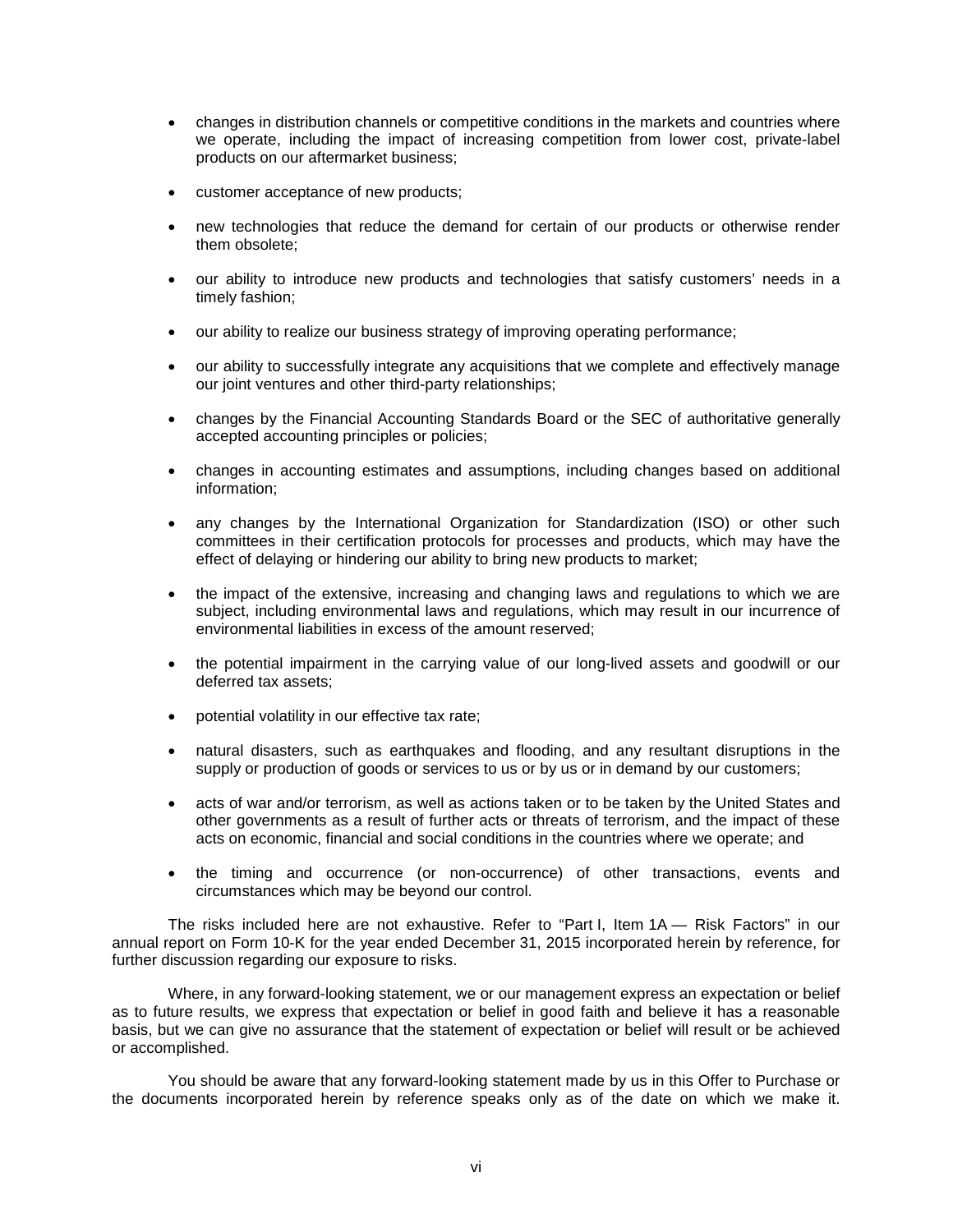- changes in distribution channels or competitive conditions in the markets and countries where we operate, including the impact of increasing competition from lower cost, private-label products on our aftermarket business;

- customer acceptance of new products;

- new technologies that reduce the demand for certain of our products or otherwise render them obsolete;

- our ability to introduce new products and technologies that satisfy customers' needs in a timely fashion;

- our ability to realize our business strategy of improving operating performance;

- our ability to successfully integrate any acquisitions that we complete and effectively manage our joint ventures and other third-party relationships;

- changes by the Financial Accounting Standards Board or the SEC of authoritative generally accepted accounting principles or policies;

- changes in accounting estimates and assumptions, including changes based on additional information;

- any changes by the International Organization for Standardization (ISO) or other such committees in their certification protocols for processes and products, which may have the effect of delaying or hindering our ability to bring new products to market;

- the impact of the extensive, increasing and changing laws and regulations to which we are subject, including environmental laws and regulations, which may result in our incurrence of environmental liabilities in excess of the amount reserved;

- the potential impairment in the carrying value of our long-lived assets and goodwill or our deferred tax assets;

- potential volatility in our effective tax rate;

- natural disasters, such as earthquakes and flooding, and any resultant disruptions in the supply or production of goods or services to us or by us or in demand by our customers;

- acts of war and/or terrorism, as well as actions taken or to be taken by the United States and other governments as a result of further acts or threats of terrorism, and the impact of these acts on economic, financial and social conditions in the countries where we operate; and

- the timing and occurrence (or non-occurrence) of other transactions, events and circumstances which may be beyond our control.

The risks included here are not exhaustive. Refer to "Part I, Item 1A — Risk Factors" in our annual report on Form 10-K for the year ended December 31, 2015 incorporated herein by reference, for further discussion regarding our exposure to risks.

Where, in any forward-looking statement, we or our management express an expectation or belief as to future results, we express that expectation or belief in good faith and believe it has a reasonable basis, but we can give no assurance that the statement of expectation or belief will result or be achieved or accomplished.

You should be aware that any forward-looking statement made by us in this Offer to Purchase or the documents incorporated herein by reference speaks only as of the date on which we make it.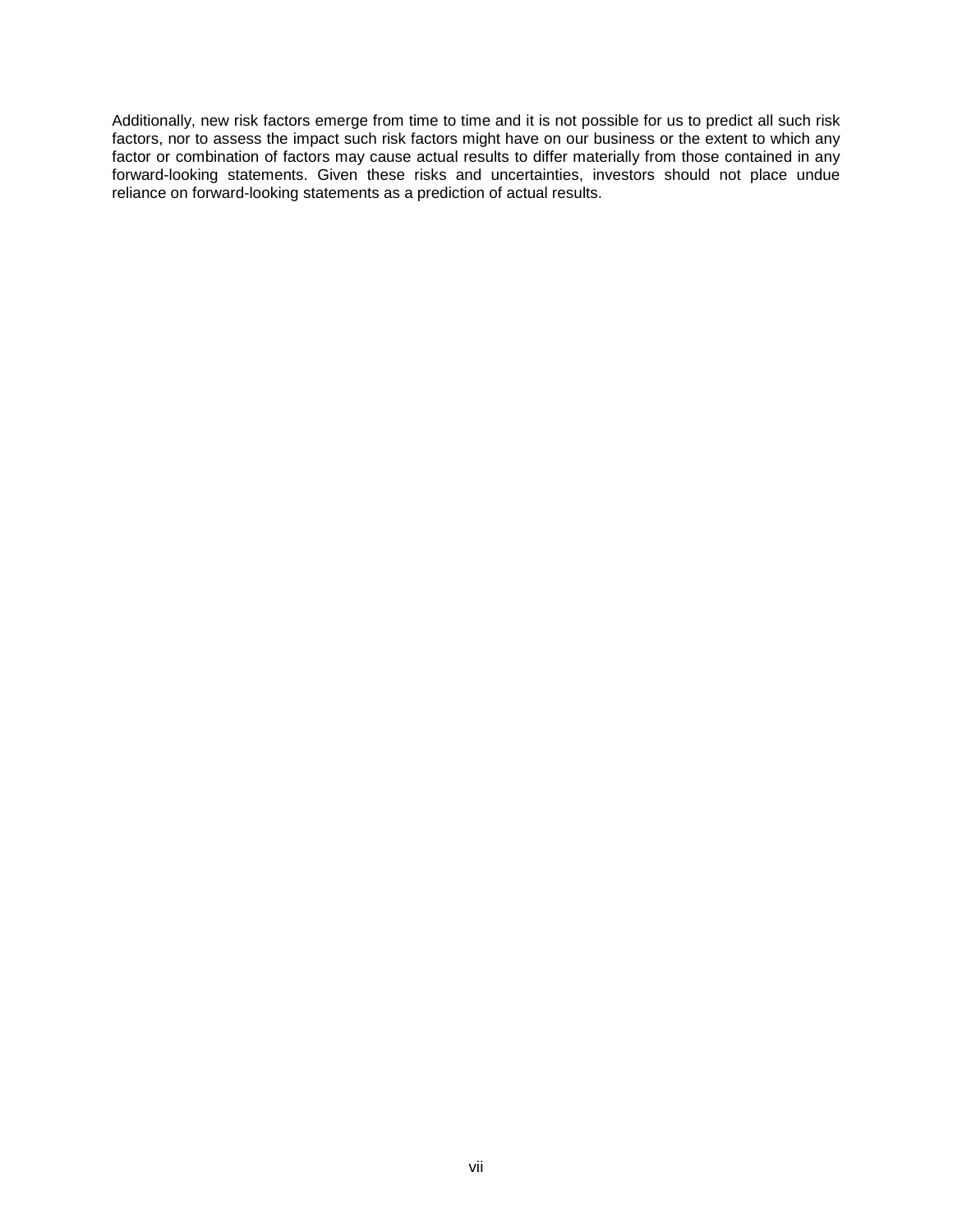Additionally, new risk factors emerge from time to time and it is not possible for us to predict all such risk factors, nor to assess the impact such risk factors might have on our business or the extent to which any factor or combination of factors may cause actual results to differ materially from those contained in any forward-looking statements. Given these risks and uncertainties, investors should not place undue reliance on forward-looking statements as a prediction of actual results.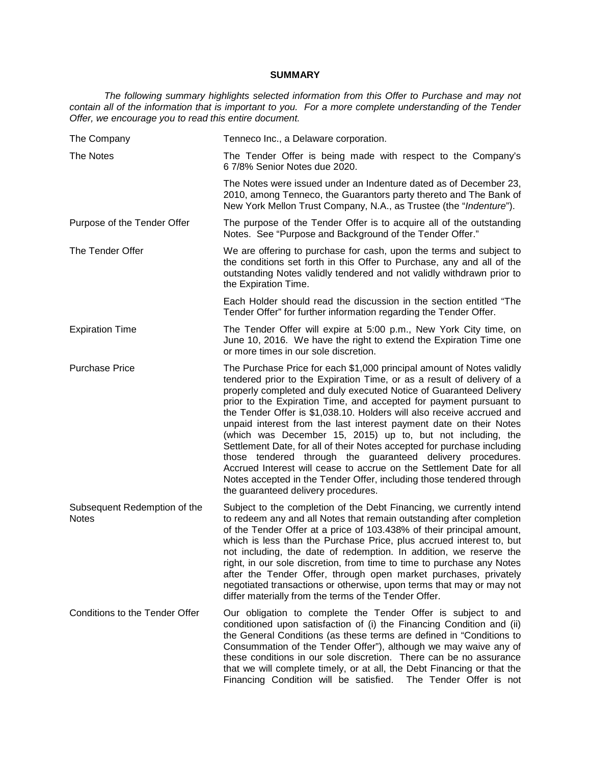## SUMMARY

*The following summary highlights selected information from this Offer to Purchase and may not contain all of the information that is important to you. For a more complete understanding of the Tender Offer, we encourage you to read this entire document.*

| | |
|---|---|
| The Company | Tenneco Inc., a Delaware corporation. |
| The Notes | The Tender Offer is being made with respect to the Company's 6 7/8% Senior Notes due 2020. |
| | The Notes were issued under an Indenture dated as of December 23, 2010, among Tenneco, the Guarantors party thereto and The Bank of New York Mellon Trust Company, N.A., as Trustee (the "*Indenture*"). |
| Purpose of the Tender Offer | The purpose of the Tender Offer is to acquire all of the outstanding Notes. See "Purpose and Background of the Tender Offer." |
| The Tender Offer | We are offering to purchase for cash, upon the terms and subject to the conditions set forth in this Offer to Purchase, any and all of the outstanding Notes validly tendered and not validly withdrawn prior to the Expiration Time. |
| | Each Holder should read the discussion in the section entitled "The Tender Offer" for further information regarding the Tender Offer. |
| Expiration Time | The Tender Offer will expire at 5:00 p.m., New York City time, on June 10, 2016. We have the right to extend the Expiration Time one or more times in our sole discretion. |
| Purchase Price | The Purchase Price for each $1,000 principal amount of Notes validly tendered prior to the Expiration Time, or as a result of delivery of a properly completed and duly executed Notice of Guaranteed Delivery prior to the Expiration Time, and accepted for payment pursuant to the Tender Offer is $1,038.10. Holders will also receive accrued and unpaid interest from the last interest payment date on their Notes (which was December 15, 2015) up to, but not including, the Settlement Date, for all of their Notes accepted for purchase including those tendered through the guaranteed delivery procedures. Accrued Interest will cease to accrue on the Settlement Date for all Notes accepted in the Tender Offer, including those tendered through the guaranteed delivery procedures. |
| Subsequent Redemption of the Notes | Subject to the completion of the Debt Financing, we currently intend to redeem any and all Notes that remain outstanding after completion of the Tender Offer at a price of 103.438% of their principal amount, which is less than the Purchase Price, plus accrued interest to, but not including, the date of redemption. In addition, we reserve the right, in our sole discretion, from time to time to purchase any Notes after the Tender Offer, through open market purchases, privately negotiated transactions or otherwise, upon terms that may or may not differ materially from the terms of the Tender Offer. |
| Conditions to the Tender Offer | Our obligation to complete the Tender Offer is subject to and conditioned upon satisfaction of (i) the Financing Condition and (ii) the General Conditions (as these terms are defined in "Conditions to Consummation of the Tender Offer"), although we may waive any of these conditions in our sole discretion. There can be no assurance that we will complete timely, or at all, the Debt Financing or that the Financing Condition will be satisfied. The Tender Offer is not |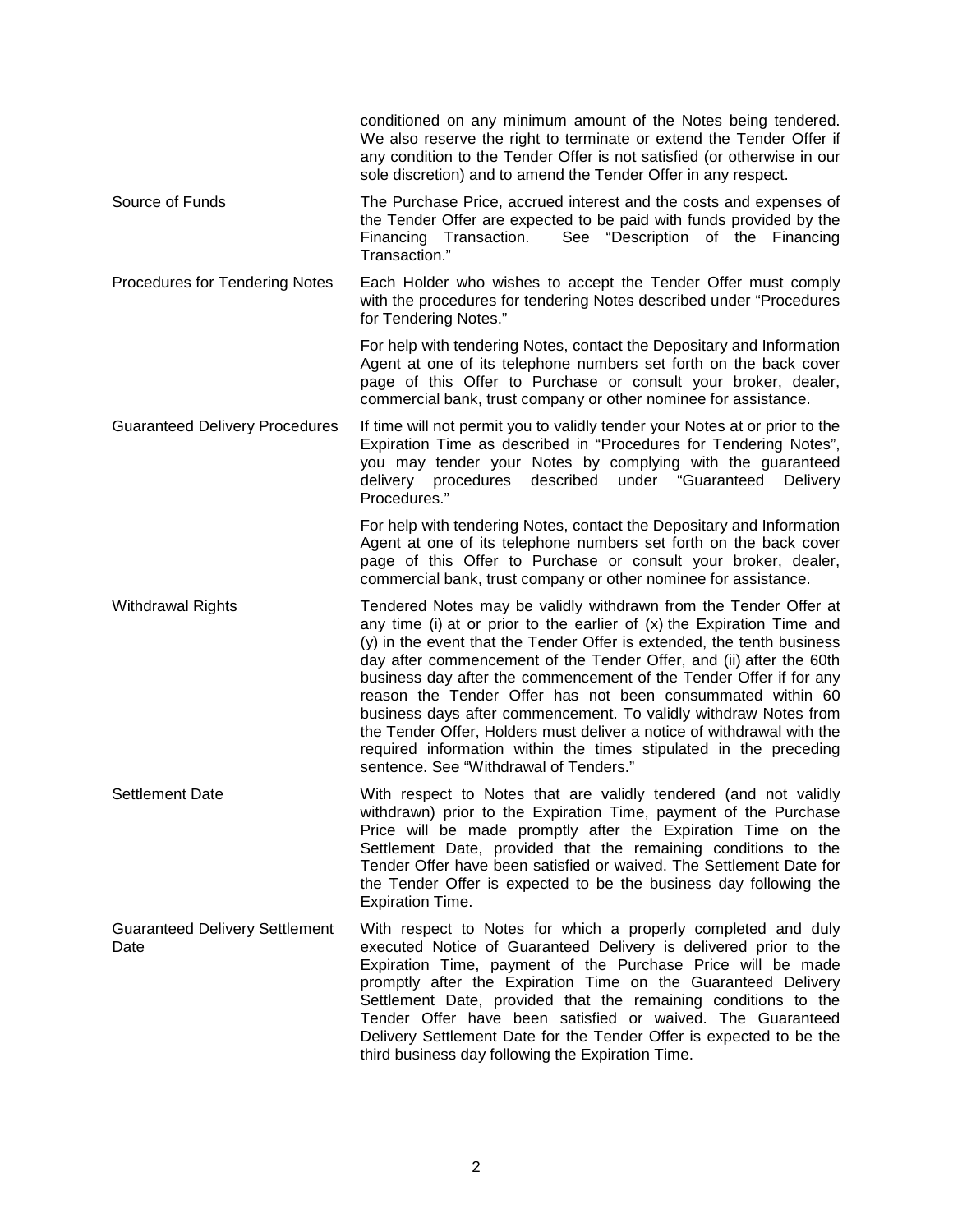| | |
|---|---|
| | conditioned on any minimum amount of the Notes being tendered. We also reserve the right to terminate or extend the Tender Offer if any condition to the Tender Offer is not satisfied (or otherwise in our sole discretion) and to amend the Tender Offer in any respect. |
| Source of Funds | The Purchase Price, accrued interest and the costs and expenses of the Tender Offer are expected to be paid with funds provided by the Financing Transaction. See "Description of the Financing Transaction." |
| Procedures for Tendering Notes | Each Holder who wishes to accept the Tender Offer must comply with the procedures for tendering Notes described under "Procedures for Tendering Notes."<br><br>For help with tendering Notes, contact the Depositary and Information Agent at one of its telephone numbers set forth on the back cover page of this Offer to Purchase or consult your broker, dealer, commercial bank, trust company or other nominee for assistance. |
| Guaranteed Delivery Procedures | If time will not permit you to validly tender your Notes at or prior to the Expiration Time as described in "Procedures for Tendering Notes", you may tender your Notes by complying with the guaranteed delivery procedures described under "Guaranteed Delivery Procedures."<br><br>For help with tendering Notes, contact the Depositary and Information Agent at one of its telephone numbers set forth on the back cover page of this Offer to Purchase or consult your broker, dealer, commercial bank, trust company or other nominee for assistance. |
| Withdrawal Rights | Tendered Notes may be validly withdrawn from the Tender Offer at any time (i) at or prior to the earlier of (x) the Expiration Time and (y) in the event that the Tender Offer is extended, the tenth business day after commencement of the Tender Offer, and (ii) after the 60th business day after the commencement of the Tender Offer if for any reason the Tender Offer has not been consummated within 60 business days after commencement. To validly withdraw Notes from the Tender Offer, Holders must deliver a notice of withdrawal with the required information within the times stipulated in the preceding sentence. See "Withdrawal of Tenders." |
| Settlement Date | With respect to Notes that are validly tendered (and not validly withdrawn) prior to the Expiration Time, payment of the Purchase Price will be made promptly after the Expiration Time on the Settlement Date, provided that the remaining conditions to the Tender Offer have been satisfied or waived. The Settlement Date for the Tender Offer is expected to be the business day following the Expiration Time. |
| Guaranteed Delivery Settlement Date | With respect to Notes for which a properly completed and duly executed Notice of Guaranteed Delivery is delivered prior to the Expiration Time, payment of the Purchase Price will be made promptly after the Expiration Time on the Guaranteed Delivery Settlement Date, provided that the remaining conditions to the Tender Offer have been satisfied or waived. The Guaranteed Delivery Settlement Date for the Tender Offer is expected to be the third business day following the Expiration Time. |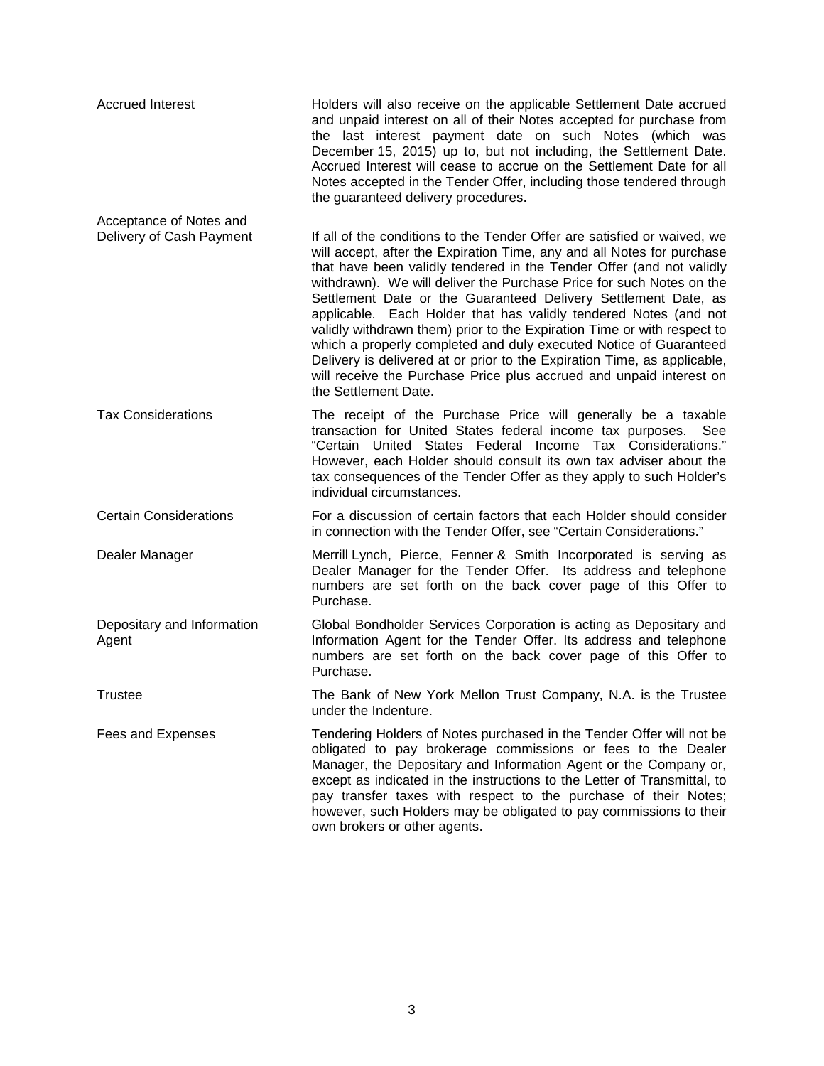| | |
|---|---|
| Accrued Interest | Holders will also receive on the applicable Settlement Date accrued and unpaid interest on all of their Notes accepted for purchase from the last interest payment date on such Notes (which was December 15, 2015) up to, but not including, the Settlement Date. Accrued Interest will cease to accrue on the Settlement Date for all Notes accepted in the Tender Offer, including those tendered through the guaranteed delivery procedures. |
| Acceptance of Notes and Delivery of Cash Payment | If all of the conditions to the Tender Offer are satisfied or waived, we will accept, after the Expiration Time, any and all Notes for purchase that have been validly tendered in the Tender Offer (and not validly withdrawn). We will deliver the Purchase Price for such Notes on the Settlement Date or the Guaranteed Delivery Settlement Date, as applicable. Each Holder that has validly tendered Notes (and not validly withdrawn them) prior to the Expiration Time or with respect to which a properly completed and duly executed Notice of Guaranteed Delivery is delivered at or prior to the Expiration Time, as applicable, will receive the Purchase Price plus accrued and unpaid interest on the Settlement Date. |
| Tax Considerations | The receipt of the Purchase Price will generally be a taxable transaction for United States federal income tax purposes. See "Certain United States Federal Income Tax Considerations." However, each Holder should consult its own tax adviser about the tax consequences of the Tender Offer as they apply to such Holder's individual circumstances. |
| Certain Considerations | For a discussion of certain factors that each Holder should consider in connection with the Tender Offer, see "Certain Considerations." |
| Dealer Manager | Merrill Lynch, Pierce, Fenner & Smith Incorporated is serving as Dealer Manager for the Tender Offer. Its address and telephone numbers are set forth on the back cover page of this Offer to Purchase. |
| Depositary and Information Agent | Global Bondholder Services Corporation is acting as Depositary and Information Agent for the Tender Offer. Its address and telephone numbers are set forth on the back cover page of this Offer to Purchase. |
| Trustee | The Bank of New York Mellon Trust Company, N.A. is the Trustee under the Indenture. |
| Fees and Expenses | Tendering Holders of Notes purchased in the Tender Offer will not be obligated to pay brokerage commissions or fees to the Dealer Manager, the Depositary and Information Agent or the Company or, except as indicated in the instructions to the Letter of Transmittal, to pay transfer taxes with respect to the purchase of their Notes; however, such Holders may be obligated to pay commissions to their own brokers or other agents. |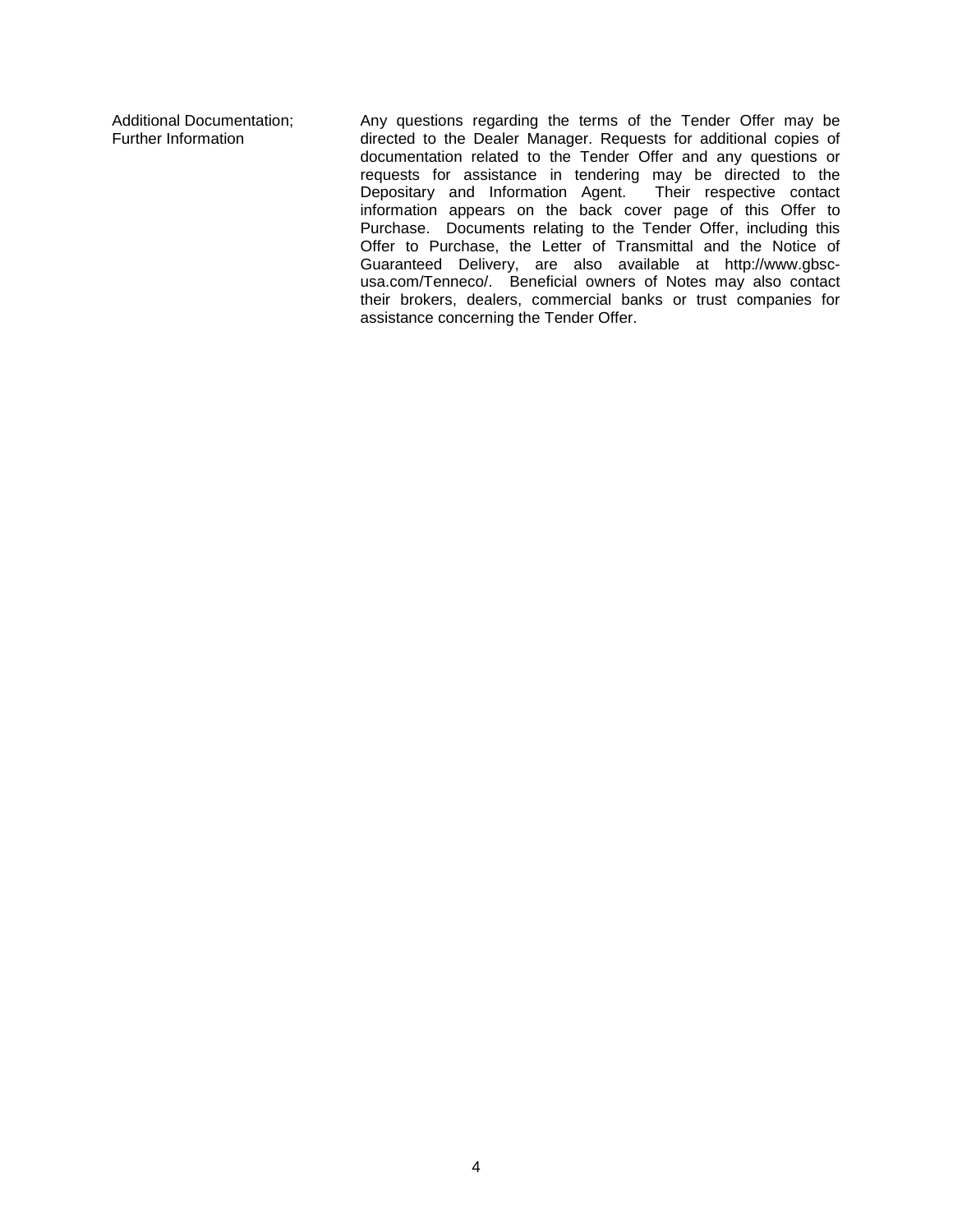| | |
|---|---|
| Additional Documentation; Further Information | Any questions regarding the terms of the Tender Offer may be directed to the Dealer Manager. Requests for additional copies of documentation related to the Tender Offer and any questions or requests for assistance in tendering may be directed to the Depositary and Information Agent. Their respective contact information appears on the back cover page of this Offer to Purchase. Documents relating to the Tender Offer, including this Offer to Purchase, the Letter of Transmittal and the Notice of Guaranteed Delivery, are also available at http://www.gbsc-usa.com/Tenneco/. Beneficial owners of Notes may also contact their brokers, dealers, commercial banks or trust companies for assistance concerning the Tender Offer. |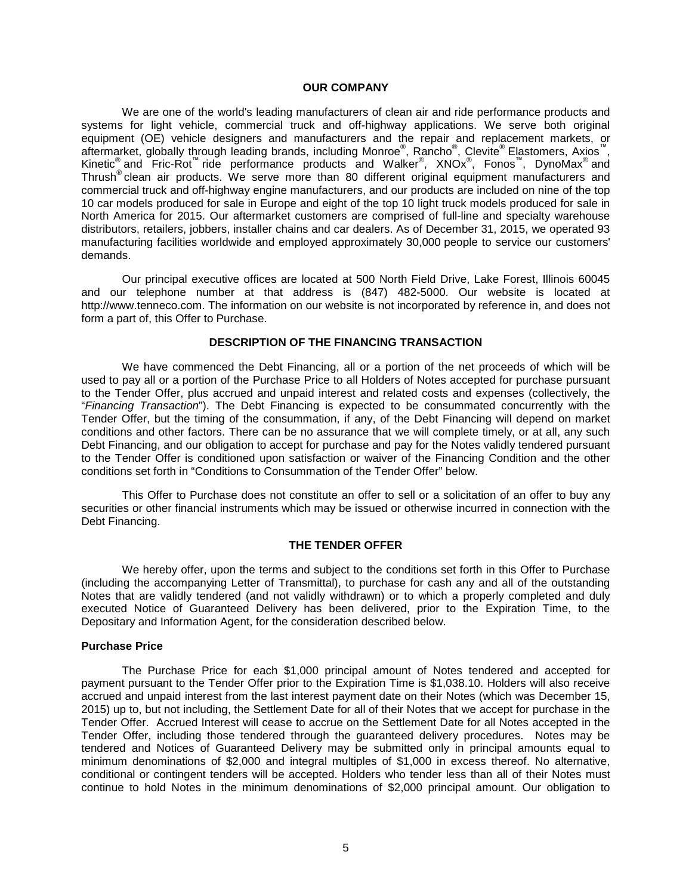## OUR COMPANY

We are one of the world's leading manufacturers of clean air and ride performance products and systems for light vehicle, commercial truck and off-highway applications. We serve both original equipment (OE) vehicle designers and manufacturers and the repair and replacement markets, or aftermarket, globally through leading brands, including Monroe®, Rancho®, Clevite® Elastomers, Axios™, Kinetic® and Fric-Rot™ ride performance products and Walker®, XNOx®, Fonos™, DynoMax® and Thrush® clean air products. We serve more than 80 different original equipment manufacturers and commercial truck and off-highway engine manufacturers, and our products are included on nine of the top 10 car models produced for sale in Europe and eight of the top 10 light truck models produced for sale in North America for 2015. Our aftermarket customers are comprised of full-line and specialty warehouse distributors, retailers, jobbers, installer chains and car dealers. As of December 31, 2015, we operated 93 manufacturing facilities worldwide and employed approximately 30,000 people to service our customers' demands.

Our principal executive offices are located at 500 North Field Drive, Lake Forest, Illinois 60045 and our telephone number at that address is (847) 482-5000. Our website is located at http://www.tenneco.com. The information on our website is not incorporated by reference in, and does not form a part of, this Offer to Purchase.

## DESCRIPTION OF THE FINANCING TRANSACTION

We have commenced the Debt Financing, all or a portion of the net proceeds of which will be used to pay all or a portion of the Purchase Price to all Holders of Notes accepted for purchase pursuant to the Tender Offer, plus accrued and unpaid interest and related costs and expenses (collectively, the "*Financing Transaction*"). The Debt Financing is expected to be consummated concurrently with the Tender Offer, but the timing of the consummation, if any, of the Debt Financing will depend on market conditions and other factors. There can be no assurance that we will complete timely, or at all, any such Debt Financing, and our obligation to accept for purchase and pay for the Notes validly tendered pursuant to the Tender Offer is conditioned upon satisfaction or waiver of the Financing Condition and the other conditions set forth in "Conditions to Consummation of the Tender Offer" below.

This Offer to Purchase does not constitute an offer to sell or a solicitation of an offer to buy any securities or other financial instruments which may be issued or otherwise incurred in connection with the Debt Financing.

## THE TENDER OFFER

We hereby offer, upon the terms and subject to the conditions set forth in this Offer to Purchase (including the accompanying Letter of Transmittal), to purchase for cash any and all of the outstanding Notes that are validly tendered (and not validly withdrawn) or to which a properly completed and duly executed Notice of Guaranteed Delivery has been delivered, prior to the Expiration Time, to the Depositary and Information Agent, for the consideration described below.

### Purchase Price

The Purchase Price for each $1,000 principal amount of Notes tendered and accepted for payment pursuant to the Tender Offer prior to the Expiration Time is $1,038.10. Holders will also receive accrued and unpaid interest from the last interest payment date on their Notes (which was December 15, 2015) up to, but not including, the Settlement Date for all of their Notes that we accept for purchase in the Tender Offer. Accrued Interest will cease to accrue on the Settlement Date for all Notes accepted in the Tender Offer, including those tendered through the guaranteed delivery procedures. Notes may be tendered and Notices of Guaranteed Delivery may be submitted only in principal amounts equal to minimum denominations of $2,000 and integral multiples of $1,000 in excess thereof. No alternative, conditional or contingent tenders will be accepted. Holders who tender less than all of their Notes must continue to hold Notes in the minimum denominations of $2,000 principal amount. Our obligation to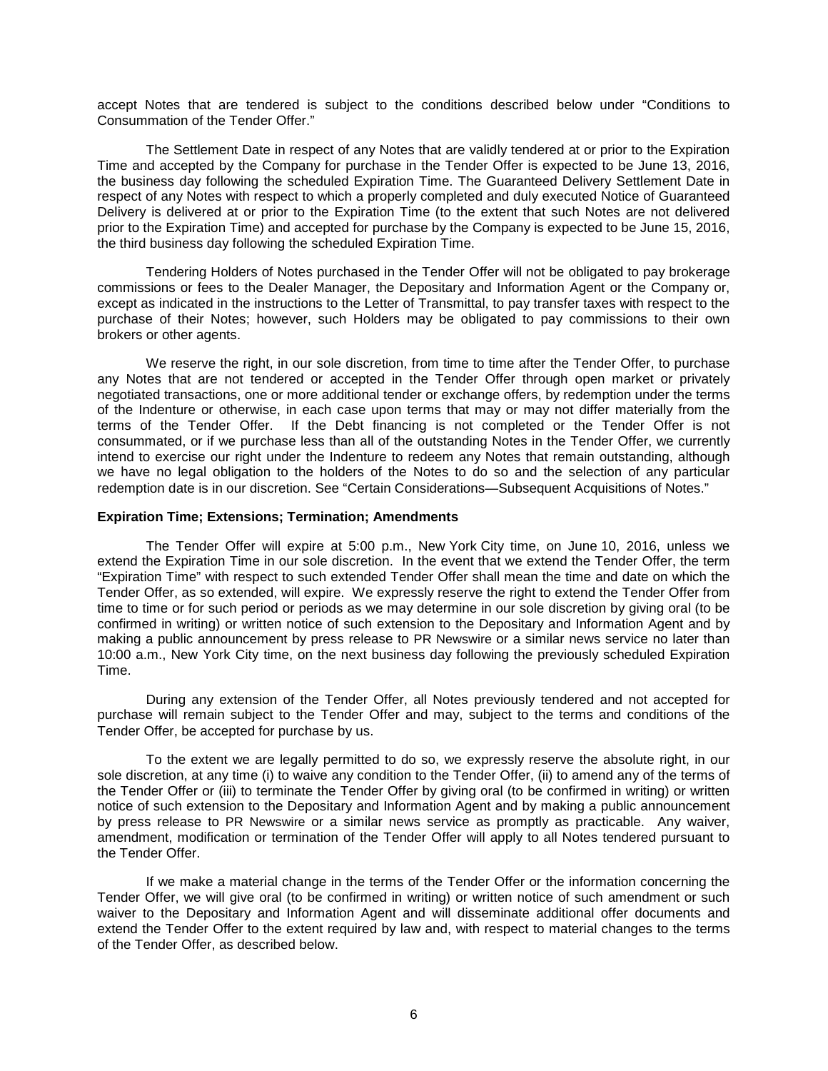accept Notes that are tendered is subject to the conditions described below under "Conditions to Consummation of the Tender Offer."

The Settlement Date in respect of any Notes that are validly tendered at or prior to the Expiration Time and accepted by the Company for purchase in the Tender Offer is expected to be June 13, 2016, the business day following the scheduled Expiration Time. The Guaranteed Delivery Settlement Date in respect of any Notes with respect to which a properly completed and duly executed Notice of Guaranteed Delivery is delivered at or prior to the Expiration Time (to the extent that such Notes are not delivered prior to the Expiration Time) and accepted for purchase by the Company is expected to be June 15, 2016, the third business day following the scheduled Expiration Time.

Tendering Holders of Notes purchased in the Tender Offer will not be obligated to pay brokerage commissions or fees to the Dealer Manager, the Depositary and Information Agent or the Company or, except as indicated in the instructions to the Letter of Transmittal, to pay transfer taxes with respect to the purchase of their Notes; however, such Holders may be obligated to pay commissions to their own brokers or other agents.

We reserve the right, in our sole discretion, from time to time after the Tender Offer, to purchase any Notes that are not tendered or accepted in the Tender Offer through open market or privately negotiated transactions, one or more additional tender or exchange offers, by redemption under the terms of the Indenture or otherwise, in each case upon terms that may or may not differ materially from the terms of the Tender Offer. If the Debt financing is not completed or the Tender Offer is not consummated, or if we purchase less than all of the outstanding Notes in the Tender Offer, we currently intend to exercise our right under the Indenture to redeem any Notes that remain outstanding, although we have no legal obligation to the holders of the Notes to do so and the selection of any particular redemption date is in our discretion. See "Certain Considerations—Subsequent Acquisitions of Notes."

**Expiration Time; Extensions; Termination; Amendments**

The Tender Offer will expire at 5:00 p.m., New York City time, on June 10, 2016, unless we extend the Expiration Time in our sole discretion. In the event that we extend the Tender Offer, the term "Expiration Time" with respect to such extended Tender Offer shall mean the time and date on which the Tender Offer, as so extended, will expire. We expressly reserve the right to extend the Tender Offer from time to time or for such period or periods as we may determine in our sole discretion by giving oral (to be confirmed in writing) or written notice of such extension to the Depositary and Information Agent and by making a public announcement by press release to PR Newswire or a similar news service no later than 10:00 a.m., New York City time, on the next business day following the previously scheduled Expiration Time.

During any extension of the Tender Offer, all Notes previously tendered and not accepted for purchase will remain subject to the Tender Offer and may, subject to the terms and conditions of the Tender Offer, be accepted for purchase by us.

To the extent we are legally permitted to do so, we expressly reserve the absolute right, in our sole discretion, at any time (i) to waive any condition to the Tender Offer, (ii) to amend any of the terms of the Tender Offer or (iii) to terminate the Tender Offer by giving oral (to be confirmed in writing) or written notice of such extension to the Depositary and Information Agent and by making a public announcement by press release to PR Newswire or a similar news service as promptly as practicable. Any waiver, amendment, modification or termination of the Tender Offer will apply to all Notes tendered pursuant to the Tender Offer.

If we make a material change in the terms of the Tender Offer or the information concerning the Tender Offer, we will give oral (to be confirmed in writing) or written notice of such amendment or such waiver to the Depositary and Information Agent and will disseminate additional offer documents and extend the Tender Offer to the extent required by law and, with respect to material changes to the terms of the Tender Offer, as described below.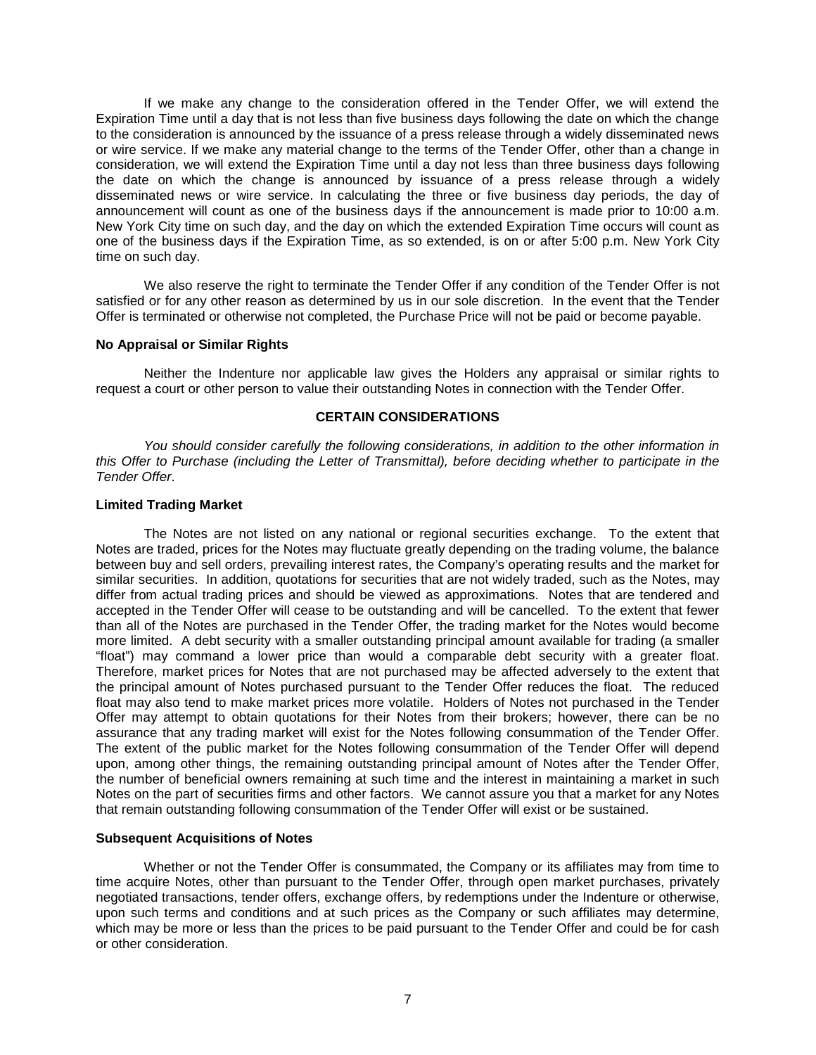If we make any change to the consideration offered in the Tender Offer, we will extend the Expiration Time until a day that is not less than five business days following the date on which the change to the consideration is announced by the issuance of a press release through a widely disseminated news or wire service. If we make any material change to the terms of the Tender Offer, other than a change in consideration, we will extend the Expiration Time until a day not less than three business days following the date on which the change is announced by issuance of a press release through a widely disseminated news or wire service. In calculating the three or five business day periods, the day of announcement will count as one of the business days if the announcement is made prior to 10:00 a.m. New York City time on such day, and the day on which the extended Expiration Time occurs will count as one of the business days if the Expiration Time, as so extended, is on or after 5:00 p.m. New York City time on such day.

We also reserve the right to terminate the Tender Offer if any condition of the Tender Offer is not satisfied or for any other reason as determined by us in our sole discretion. In the event that the Tender Offer is terminated or otherwise not completed, the Purchase Price will not be paid or become payable.

**No Appraisal or Similar Rights**

Neither the Indenture nor applicable law gives the Holders any appraisal or similar rights to request a court or other person to value their outstanding Notes in connection with the Tender Offer.

## CERTAIN CONSIDERATIONS

*You should consider carefully the following considerations, in addition to the other information in this Offer to Purchase (including the Letter of Transmittal), before deciding whether to participate in the Tender Offer*.

**Limited Trading Market**

The Notes are not listed on any national or regional securities exchange. To the extent that Notes are traded, prices for the Notes may fluctuate greatly depending on the trading volume, the balance between buy and sell orders, prevailing interest rates, the Company's operating results and the market for similar securities. In addition, quotations for securities that are not widely traded, such as the Notes, may differ from actual trading prices and should be viewed as approximations. Notes that are tendered and accepted in the Tender Offer will cease to be outstanding and will be cancelled. To the extent that fewer than all of the Notes are purchased in the Tender Offer, the trading market for the Notes would become more limited. A debt security with a smaller outstanding principal amount available for trading (a smaller "float") may command a lower price than would a comparable debt security with a greater float. Therefore, market prices for Notes that are not purchased may be affected adversely to the extent that the principal amount of Notes purchased pursuant to the Tender Offer reduces the float. The reduced float may also tend to make market prices more volatile. Holders of Notes not purchased in the Tender Offer may attempt to obtain quotations for their Notes from their brokers; however, there can be no assurance that any trading market will exist for the Notes following consummation of the Tender Offer. The extent of the public market for the Notes following consummation of the Tender Offer will depend upon, among other things, the remaining outstanding principal amount of Notes after the Tender Offer, the number of beneficial owners remaining at such time and the interest in maintaining a market in such Notes on the part of securities firms and other factors. We cannot assure you that a market for any Notes that remain outstanding following consummation of the Tender Offer will exist or be sustained.

**Subsequent Acquisitions of Notes**

Whether or not the Tender Offer is consummated, the Company or its affiliates may from time to time acquire Notes, other than pursuant to the Tender Offer, through open market purchases, privately negotiated transactions, tender offers, exchange offers, by redemptions under the Indenture or otherwise, upon such terms and conditions and at such prices as the Company or such affiliates may determine, which may be more or less than the prices to be paid pursuant to the Tender Offer and could be for cash or other consideration.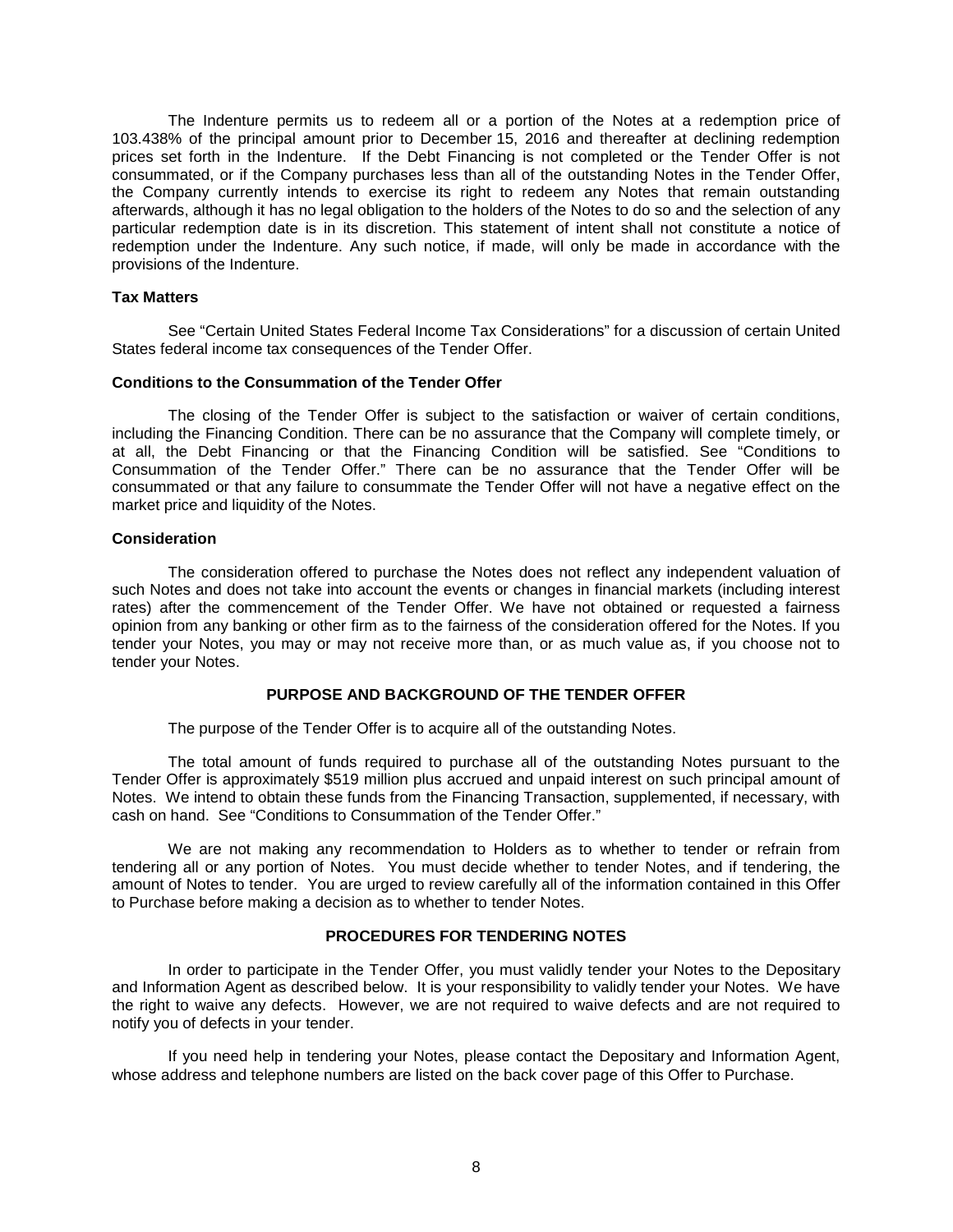The Indenture permits us to redeem all or a portion of the Notes at a redemption price of 103.438% of the principal amount prior to December 15, 2016 and thereafter at declining redemption prices set forth in the Indenture. If the Debt Financing is not completed or the Tender Offer is not consummated, or if the Company purchases less than all of the outstanding Notes in the Tender Offer, the Company currently intends to exercise its right to redeem any Notes that remain outstanding afterwards, although it has no legal obligation to the holders of the Notes to do so and the selection of any particular redemption date is in its discretion. This statement of intent shall not constitute a notice of redemption under the Indenture. Any such notice, if made, will only be made in accordance with the provisions of the Indenture.

**Tax Matters**

See "Certain United States Federal Income Tax Considerations" for a discussion of certain United States federal income tax consequences of the Tender Offer.

**Conditions to the Consummation of the Tender Offer**

The closing of the Tender Offer is subject to the satisfaction or waiver of certain conditions, including the Financing Condition. There can be no assurance that the Company will complete timely, or at all, the Debt Financing or that the Financing Condition will be satisfied. See "Conditions to Consummation of the Tender Offer." There can be no assurance that the Tender Offer will be consummated or that any failure to consummate the Tender Offer will not have a negative effect on the market price and liquidity of the Notes.

**Consideration**

The consideration offered to purchase the Notes does not reflect any independent valuation of such Notes and does not take into account the events or changes in financial markets (including interest rates) after the commencement of the Tender Offer. We have not obtained or requested a fairness opinion from any banking or other firm as to the fairness of the consideration offered for the Notes. If you tender your Notes, you may or may not receive more than, or as much value as, if you choose not to tender your Notes.

## PURPOSE AND BACKGROUND OF THE TENDER OFFER

The purpose of the Tender Offer is to acquire all of the outstanding Notes.

The total amount of funds required to purchase all of the outstanding Notes pursuant to the Tender Offer is approximately $519 million plus accrued and unpaid interest on such principal amount of Notes. We intend to obtain these funds from the Financing Transaction, supplemented, if necessary, with cash on hand. See "Conditions to Consummation of the Tender Offer."

We are not making any recommendation to Holders as to whether to tender or refrain from tendering all or any portion of Notes. You must decide whether to tender Notes, and if tendering, the amount of Notes to tender. You are urged to review carefully all of the information contained in this Offer to Purchase before making a decision as to whether to tender Notes.

## PROCEDURES FOR TENDERING NOTES

In order to participate in the Tender Offer, you must validly tender your Notes to the Depositary and Information Agent as described below. It is your responsibility to validly tender your Notes. We have the right to waive any defects. However, we are not required to waive defects and are not required to notify you of defects in your tender.

If you need help in tendering your Notes, please contact the Depositary and Information Agent, whose address and telephone numbers are listed on the back cover page of this Offer to Purchase.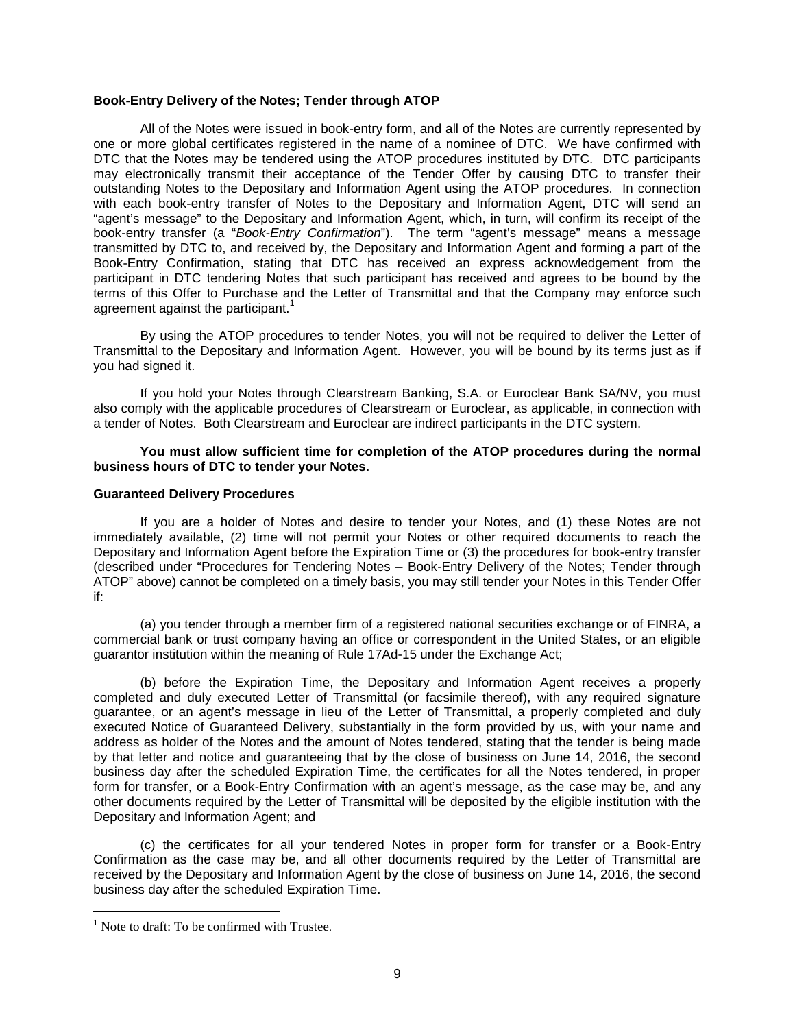**Book-Entry Delivery of the Notes; Tender through ATOP**

All of the Notes were issued in book-entry form, and all of the Notes are currently represented by one or more global certificates registered in the name of a nominee of DTC. We have confirmed with DTC that the Notes may be tendered using the ATOP procedures instituted by DTC. DTC participants may electronically transmit their acceptance of the Tender Offer by causing DTC to transfer their outstanding Notes to the Depositary and Information Agent using the ATOP procedures. In connection with each book-entry transfer of Notes to the Depositary and Information Agent, DTC will send an "agent's message" to the Depositary and Information Agent, which, in turn, will confirm its receipt of the book-entry transfer (a "*Book-Entry Confirmation*"). The term "agent's message" means a message transmitted by DTC to, and received by, the Depositary and Information Agent and forming a part of the Book-Entry Confirmation, stating that DTC has received an express acknowledgement from the participant in DTC tendering Notes that such participant has received and agrees to be bound by the terms of this Offer to Purchase and the Letter of Transmittal and that the Company may enforce such agreement against the participant.[1]

By using the ATOP procedures to tender Notes, you will not be required to deliver the Letter of Transmittal to the Depositary and Information Agent. However, you will be bound by its terms just as if you had signed it.

If you hold your Notes through Clearstream Banking, S.A. or Euroclear Bank SA/NV, you must also comply with the applicable procedures of Clearstream or Euroclear, as applicable, in connection with a tender of Notes. Both Clearstream and Euroclear are indirect participants in the DTC system.

**You must allow sufficient time for completion of the ATOP procedures during the normal business hours of DTC to tender your Notes.**

**Guaranteed Delivery Procedures**

If you are a holder of Notes and desire to tender your Notes, and (1) these Notes are not immediately available, (2) time will not permit your Notes or other required documents to reach the Depositary and Information Agent before the Expiration Time or (3) the procedures for book-entry transfer (described under "Procedures for Tendering Notes – Book-Entry Delivery of the Notes; Tender through ATOP" above) cannot be completed on a timely basis, you may still tender your Notes in this Tender Offer if:

(a) you tender through a member firm of a registered national securities exchange or of FINRA, a commercial bank or trust company having an office or correspondent in the United States, or an eligible guarantor institution within the meaning of Rule 17Ad-15 under the Exchange Act;

(b) before the Expiration Time, the Depositary and Information Agent receives a properly completed and duly executed Letter of Transmittal (or facsimile thereof), with any required signature guarantee, or an agent's message in lieu of the Letter of Transmittal, a properly completed and duly executed Notice of Guaranteed Delivery, substantially in the form provided by us, with your name and address as holder of the Notes and the amount of Notes tendered, stating that the tender is being made by that letter and notice and guaranteeing that by the close of business on June 14, 2016, the second business day after the scheduled Expiration Time, the certificates for all the Notes tendered, in proper form for transfer, or a Book-Entry Confirmation with an agent's message, as the case may be, and any other documents required by the Letter of Transmittal will be deposited by the eligible institution with the Depositary and Information Agent; and

(c) the certificates for all your tendered Notes in proper form for transfer or a Book-Entry Confirmation as the case may be, and all other documents required by the Letter of Transmittal are received by the Depositary and Information Agent by the close of business on June 14, 2016, the second business day after the scheduled Expiration Time.

---

[1] Note to draft: To be confirmed with Trustee.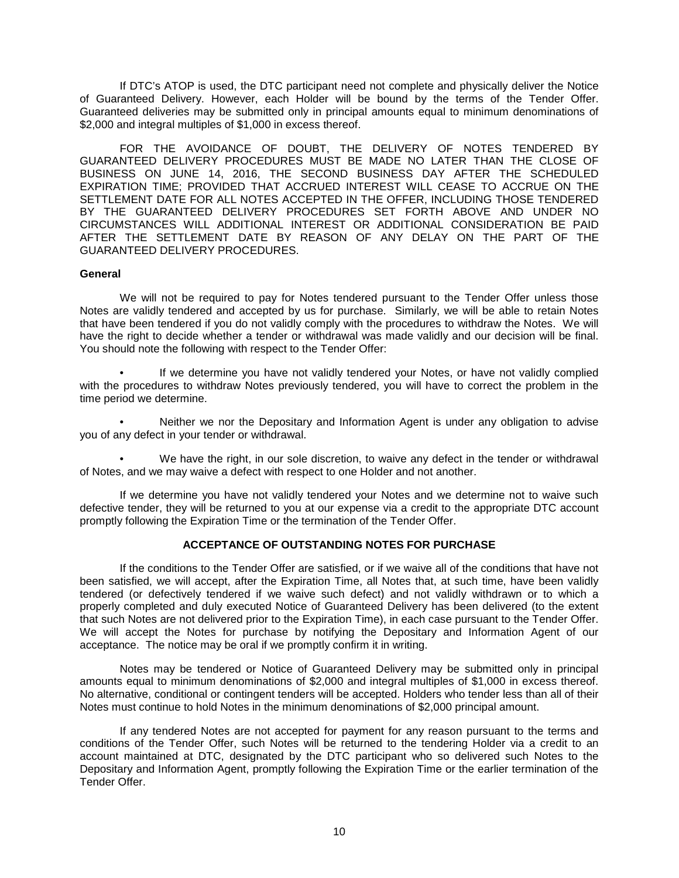If DTC's ATOP is used, the DTC participant need not complete and physically deliver the Notice of Guaranteed Delivery. However, each Holder will be bound by the terms of the Tender Offer. Guaranteed deliveries may be submitted only in principal amounts equal to minimum denominations of \$2,000 and integral multiples of \$1,000 in excess thereof.

FOR THE AVOIDANCE OF DOUBT, THE DELIVERY OF NOTES TENDERED BY GUARANTEED DELIVERY PROCEDURES MUST BE MADE NO LATER THAN THE CLOSE OF BUSINESS ON JUNE 14, 2016, THE SECOND BUSINESS DAY AFTER THE SCHEDULED EXPIRATION TIME; PROVIDED THAT ACCRUED INTEREST WILL CEASE TO ACCRUE ON THE SETTLEMENT DATE FOR ALL NOTES ACCEPTED IN THE OFFER, INCLUDING THOSE TENDERED BY THE GUARANTEED DELIVERY PROCEDURES SET FORTH ABOVE AND UNDER NO CIRCUMSTANCES WILL ADDITIONAL INTEREST OR ADDITIONAL CONSIDERATION BE PAID AFTER THE SETTLEMENT DATE BY REASON OF ANY DELAY ON THE PART OF THE GUARANTEED DELIVERY PROCEDURES.

**General**

We will not be required to pay for Notes tendered pursuant to the Tender Offer unless those Notes are validly tendered and accepted by us for purchase. Similarly, we will be able to retain Notes that have been tendered if you do not validly comply with the procedures to withdraw the Notes. We will have the right to decide whether a tender or withdrawal was made validly and our decision will be final. You should note the following with respect to the Tender Offer:

- If we determine you have not validly tendered your Notes, or have not validly complied with the procedures to withdraw Notes previously tendered, you will have to correct the problem in the time period we determine.
- Neither we nor the Depositary and Information Agent is under any obligation to advise you of any defect in your tender or withdrawal.
- We have the right, in our sole discretion, to waive any defect in the tender or withdrawal of Notes, and we may waive a defect with respect to one Holder and not another.

If we determine you have not validly tendered your Notes and we determine not to waive such defective tender, they will be returned to you at our expense via a credit to the appropriate DTC account promptly following the Expiration Time or the termination of the Tender Offer.

## ACCEPTANCE OF OUTSTANDING NOTES FOR PURCHASE

If the conditions to the Tender Offer are satisfied, or if we waive all of the conditions that have not been satisfied, we will accept, after the Expiration Time, all Notes that, at such time, have been validly tendered (or defectively tendered if we waive such defect) and not validly withdrawn or to which a properly completed and duly executed Notice of Guaranteed Delivery has been delivered (to the extent that such Notes are not delivered prior to the Expiration Time), in each case pursuant to the Tender Offer. We will accept the Notes for purchase by notifying the Depositary and Information Agent of our acceptance. The notice may be oral if we promptly confirm it in writing.

Notes may be tendered or Notice of Guaranteed Delivery may be submitted only in principal amounts equal to minimum denominations of \$2,000 and integral multiples of \$1,000 in excess thereof. No alternative, conditional or contingent tenders will be accepted. Holders who tender less than all of their Notes must continue to hold Notes in the minimum denominations of \$2,000 principal amount.

If any tendered Notes are not accepted for payment for any reason pursuant to the terms and conditions of the Tender Offer, such Notes will be returned to the tendering Holder via a credit to an account maintained at DTC, designated by the DTC participant who so delivered such Notes to the Depositary and Information Agent, promptly following the Expiration Time or the earlier termination of the Tender Offer.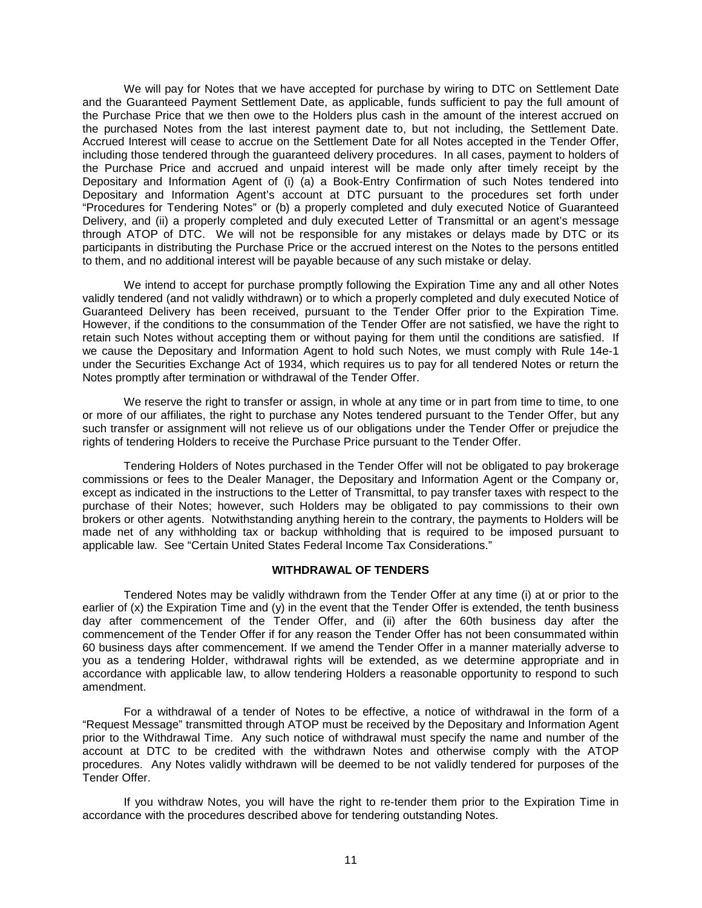We will pay for Notes that we have accepted for purchase by wiring to DTC on Settlement Date and the Guaranteed Payment Settlement Date, as applicable, funds sufficient to pay the full amount of the Purchase Price that we then owe to the Holders plus cash in the amount of the interest accrued on the purchased Notes from the last interest payment date to, but not including, the Settlement Date. Accrued Interest will cease to accrue on the Settlement Date for all Notes accepted in the Tender Offer, including those tendered through the guaranteed delivery procedures. In all cases, payment to holders of the Purchase Price and accrued and unpaid interest will be made only after timely receipt by the Depositary and Information Agent of (i) (a) a Book-Entry Confirmation of such Notes tendered into Depositary and Information Agent's account at DTC pursuant to the procedures set forth under "Procedures for Tendering Notes" or (b) a properly completed and duly executed Notice of Guaranteed Delivery, and (ii) a properly completed and duly executed Letter of Transmittal or an agent's message through ATOP of DTC. We will not be responsible for any mistakes or delays made by DTC or its participants in distributing the Purchase Price or the accrued interest on the Notes to the persons entitled to them, and no additional interest will be payable because of any such mistake or delay.

We intend to accept for purchase promptly following the Expiration Time any and all other Notes validly tendered (and not validly withdrawn) or to which a properly completed and duly executed Notice of Guaranteed Delivery has been received, pursuant to the Tender Offer prior to the Expiration Time. However, if the conditions to the consummation of the Tender Offer are not satisfied, we have the right to retain such Notes without accepting them or without paying for them until the conditions are satisfied. If we cause the Depositary and Information Agent to hold such Notes, we must comply with Rule 14e-1 under the Securities Exchange Act of 1934, which requires us to pay for all tendered Notes or return the Notes promptly after termination or withdrawal of the Tender Offer.

We reserve the right to transfer or assign, in whole at any time or in part from time to time, to one or more of our affiliates, the right to purchase any Notes tendered pursuant to the Tender Offer, but any such transfer or assignment will not relieve us of our obligations under the Tender Offer or prejudice the rights of tendering Holders to receive the Purchase Price pursuant to the Tender Offer.

Tendering Holders of Notes purchased in the Tender Offer will not be obligated to pay brokerage commissions or fees to the Dealer Manager, the Depositary and Information Agent or the Company or, except as indicated in the instructions to the Letter of Transmittal, to pay transfer taxes with respect to the purchase of their Notes; however, such Holders may be obligated to pay commissions to their own brokers or other agents. Notwithstanding anything herein to the contrary, the payments to Holders will be made net of any withholding tax or backup withholding that is required to be imposed pursuant to applicable law. See "Certain United States Federal Income Tax Considerations."

## WITHDRAWAL OF TENDERS

Tendered Notes may be validly withdrawn from the Tender Offer at any time (i) at or prior to the earlier of (x) the Expiration Time and (y) in the event that the Tender Offer is extended, the tenth business day after commencement of the Tender Offer, and (ii) after the 60th business day after the commencement of the Tender Offer if for any reason the Tender Offer has not been consummated within 60 business days after commencement. If we amend the Tender Offer in a manner materially adverse to you as a tendering Holder, withdrawal rights will be extended, as we determine appropriate and in accordance with applicable law, to allow tendering Holders a reasonable opportunity to respond to such amendment.

For a withdrawal of a tender of Notes to be effective, a notice of withdrawal in the form of a "Request Message" transmitted through ATOP must be received by the Depositary and Information Agent prior to the Withdrawal Time. Any such notice of withdrawal must specify the name and number of the account at DTC to be credited with the withdrawn Notes and otherwise comply with the ATOP procedures. Any Notes validly withdrawn will be deemed to be not validly tendered for purposes of the Tender Offer.

If you withdraw Notes, you will have the right to re-tender them prior to the Expiration Time in accordance with the procedures described above for tendering outstanding Notes.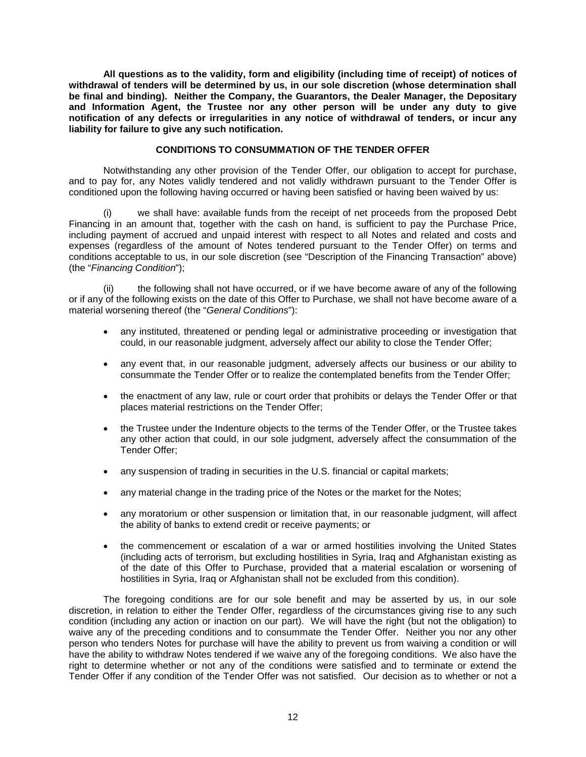**All questions as to the validity, form and eligibility (including time of receipt) of notices of withdrawal of tenders will be determined by us, in our sole discretion (whose determination shall be final and binding). Neither the Company, the Guarantors, the Dealer Manager, the Depositary and Information Agent, the Trustee nor any other person will be under any duty to give notification of any defects or irregularities in any notice of withdrawal of tenders, or incur any liability for failure to give any such notification.**

## CONDITIONS TO CONSUMMATION OF THE TENDER OFFER

Notwithstanding any other provision of the Tender Offer, our obligation to accept for purchase, and to pay for, any Notes validly tendered and not validly withdrawn pursuant to the Tender Offer is conditioned upon the following having occurred or having been satisfied or having been waived by us:

(i) we shall have: available funds from the receipt of net proceeds from the proposed Debt Financing in an amount that, together with the cash on hand, is sufficient to pay the Purchase Price, including payment of accrued and unpaid interest with respect to all Notes and related and costs and expenses (regardless of the amount of Notes tendered pursuant to the Tender Offer) on terms and conditions acceptable to us, in our sole discretion (see "Description of the Financing Transaction" above) (the "*Financing Condition*");

(ii) the following shall not have occurred, or if we have become aware of any of the following or if any of the following exists on the date of this Offer to Purchase, we shall not have become aware of a material worsening thereof (the "*General Conditions*"):

- any instituted, threatened or pending legal or administrative proceeding or investigation that could, in our reasonable judgment, adversely affect our ability to close the Tender Offer;
- any event that, in our reasonable judgment, adversely affects our business or our ability to consummate the Tender Offer or to realize the contemplated benefits from the Tender Offer;
- the enactment of any law, rule or court order that prohibits or delays the Tender Offer or that places material restrictions on the Tender Offer;
- the Trustee under the Indenture objects to the terms of the Tender Offer, or the Trustee takes any other action that could, in our sole judgment, adversely affect the consummation of the Tender Offer;
- any suspension of trading in securities in the U.S. financial or capital markets;
- any material change in the trading price of the Notes or the market for the Notes;
- any moratorium or other suspension or limitation that, in our reasonable judgment, will affect the ability of banks to extend credit or receive payments; or
- the commencement or escalation of a war or armed hostilities involving the United States (including acts of terrorism, but excluding hostilities in Syria, Iraq and Afghanistan existing as of the date of this Offer to Purchase, provided that a material escalation or worsening of hostilities in Syria, Iraq or Afghanistan shall not be excluded from this condition).

The foregoing conditions are for our sole benefit and may be asserted by us, in our sole discretion, in relation to either the Tender Offer, regardless of the circumstances giving rise to any such condition (including any action or inaction on our part). We will have the right (but not the obligation) to waive any of the preceding conditions and to consummate the Tender Offer. Neither you nor any other person who tenders Notes for purchase will have the ability to prevent us from waiving a condition or will have the ability to withdraw Notes tendered if we waive any of the foregoing conditions. We also have the right to determine whether or not any of the conditions were satisfied and to terminate or extend the Tender Offer if any condition of the Tender Offer was not satisfied. Our decision as to whether or not a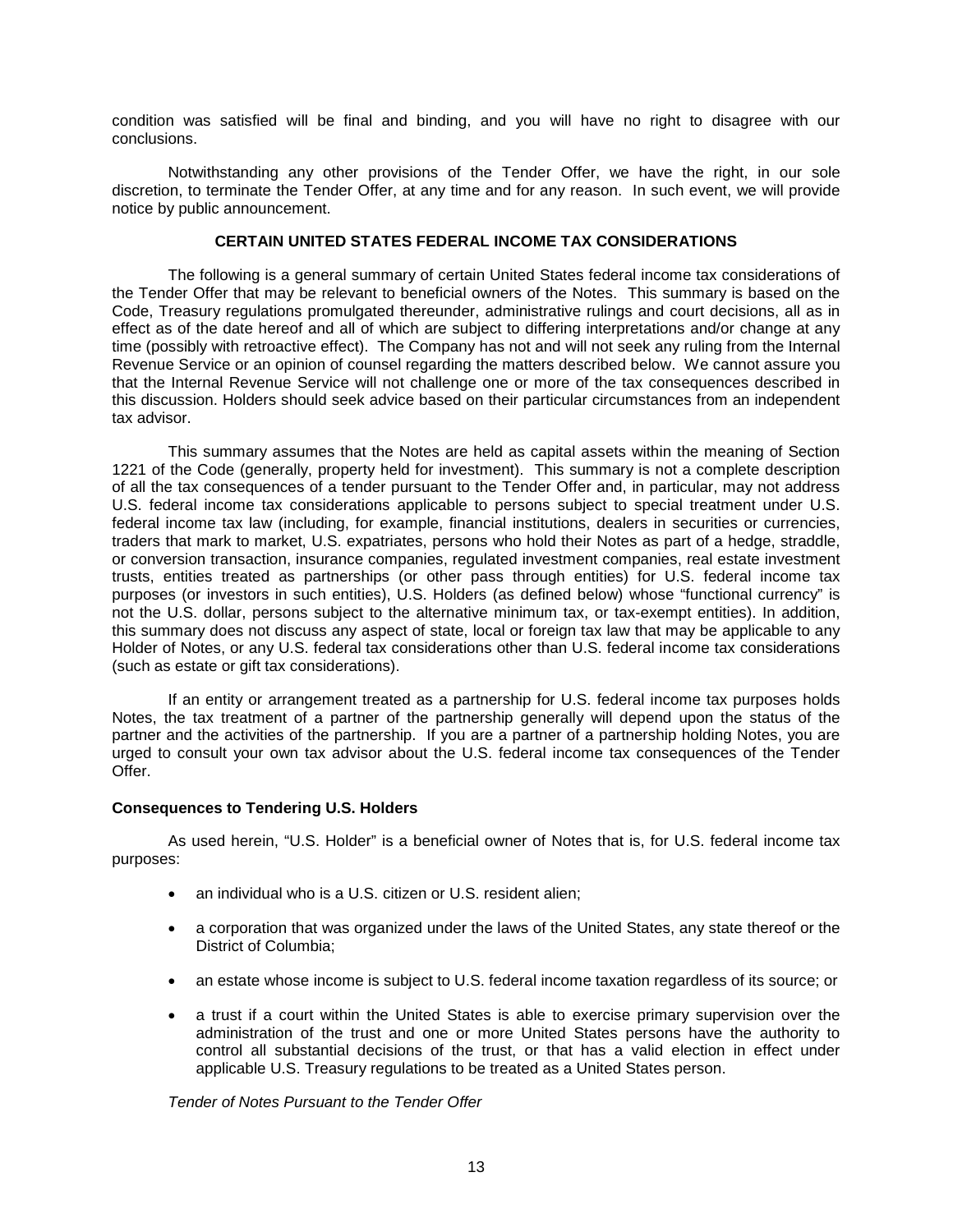condition was satisfied will be final and binding, and you will have no right to disagree with our conclusions.

Notwithstanding any other provisions of the Tender Offer, we have the right, in our sole discretion, to terminate the Tender Offer, at any time and for any reason. In such event, we will provide notice by public announcement.

## CERTAIN UNITED STATES FEDERAL INCOME TAX CONSIDERATIONS

The following is a general summary of certain United States federal income tax considerations of the Tender Offer that may be relevant to beneficial owners of the Notes. This summary is based on the Code, Treasury regulations promulgated thereunder, administrative rulings and court decisions, all as in effect as of the date hereof and all of which are subject to differing interpretations and/or change at any time (possibly with retroactive effect). The Company has not and will not seek any ruling from the Internal Revenue Service or an opinion of counsel regarding the matters described below. We cannot assure you that the Internal Revenue Service will not challenge one or more of the tax consequences described in this discussion. Holders should seek advice based on their particular circumstances from an independent tax advisor.

This summary assumes that the Notes are held as capital assets within the meaning of Section 1221 of the Code (generally, property held for investment). This summary is not a complete description of all the tax consequences of a tender pursuant to the Tender Offer and, in particular, may not address U.S. federal income tax considerations applicable to persons subject to special treatment under U.S. federal income tax law (including, for example, financial institutions, dealers in securities or currencies, traders that mark to market, U.S. expatriates, persons who hold their Notes as part of a hedge, straddle, or conversion transaction, insurance companies, regulated investment companies, real estate investment trusts, entities treated as partnerships (or other pass through entities) for U.S. federal income tax purposes (or investors in such entities), U.S. Holders (as defined below) whose "functional currency" is not the U.S. dollar, persons subject to the alternative minimum tax, or tax-exempt entities). In addition, this summary does not discuss any aspect of state, local or foreign tax law that may be applicable to any Holder of Notes, or any U.S. federal tax considerations other than U.S. federal income tax considerations (such as estate or gift tax considerations).

If an entity or arrangement treated as a partnership for U.S. federal income tax purposes holds Notes, the tax treatment of a partner of the partnership generally will depend upon the status of the partner and the activities of the partnership. If you are a partner of a partnership holding Notes, you are urged to consult your own tax advisor about the U.S. federal income tax consequences of the Tender Offer.

### Consequences to Tendering U.S. Holders

As used herein, "U.S. Holder" is a beneficial owner of Notes that is, for U.S. federal income tax purposes:

- an individual who is a U.S. citizen or U.S. resident alien;
- a corporation that was organized under the laws of the United States, any state thereof or the District of Columbia;
- an estate whose income is subject to U.S. federal income taxation regardless of its source; or
- a trust if a court within the United States is able to exercise primary supervision over the administration of the trust and one or more United States persons have the authority to control all substantial decisions of the trust, or that has a valid election in effect under applicable U.S. Treasury regulations to be treated as a United States person.

*Tender of Notes Pursuant to the Tender Offer*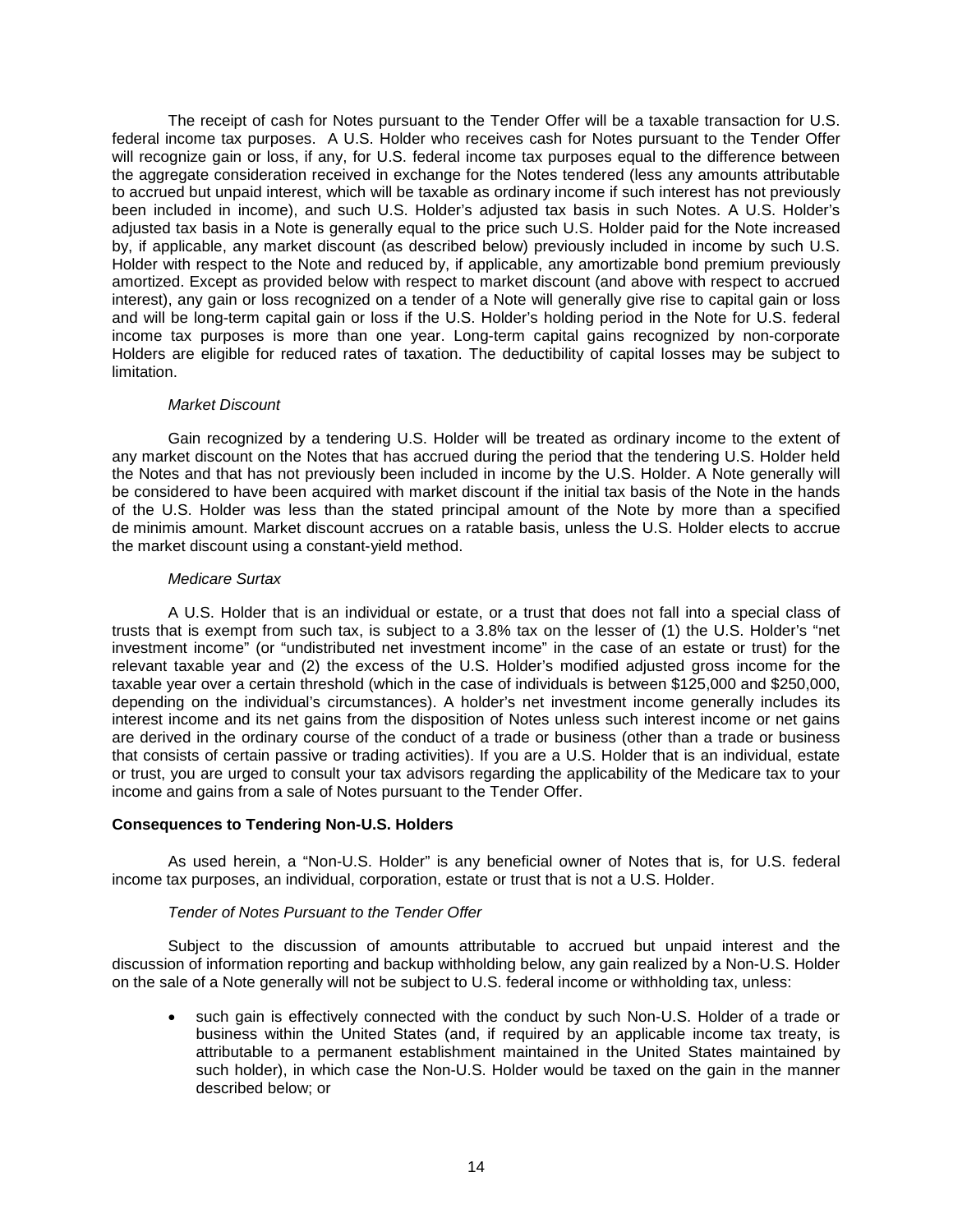The receipt of cash for Notes pursuant to the Tender Offer will be a taxable transaction for U.S. federal income tax purposes. A U.S. Holder who receives cash for Notes pursuant to the Tender Offer will recognize gain or loss, if any, for U.S. federal income tax purposes equal to the difference between the aggregate consideration received in exchange for the Notes tendered (less any amounts attributable to accrued but unpaid interest, which will be taxable as ordinary income if such interest has not previously been included in income), and such U.S. Holder's adjusted tax basis in such Notes. A U.S. Holder's adjusted tax basis in a Note is generally equal to the price such U.S. Holder paid for the Note increased by, if applicable, any market discount (as described below) previously included in income by such U.S. Holder with respect to the Note and reduced by, if applicable, any amortizable bond premium previously amortized. Except as provided below with respect to market discount (and above with respect to accrued interest), any gain or loss recognized on a tender of a Note will generally give rise to capital gain or loss and will be long-term capital gain or loss if the U.S. Holder's holding period in the Note for U.S. federal income tax purposes is more than one year. Long-term capital gains recognized by non-corporate Holders are eligible for reduced rates of taxation. The deductibility of capital losses may be subject to limitation.

*Market Discount*

Gain recognized by a tendering U.S. Holder will be treated as ordinary income to the extent of any market discount on the Notes that has accrued during the period that the tendering U.S. Holder held the Notes and that has not previously been included in income by the U.S. Holder. A Note generally will be considered to have been acquired with market discount if the initial tax basis of the Note in the hands of the U.S. Holder was less than the stated principal amount of the Note by more than a specified de minimis amount. Market discount accrues on a ratable basis, unless the U.S. Holder elects to accrue the market discount using a constant-yield method.

*Medicare Surtax*

A U.S. Holder that is an individual or estate, or a trust that does not fall into a special class of trusts that is exempt from such tax, is subject to a 3.8% tax on the lesser of (1) the U.S. Holder's "net investment income" (or "undistributed net investment income" in the case of an estate or trust) for the relevant taxable year and (2) the excess of the U.S. Holder's modified adjusted gross income for the taxable year over a certain threshold (which in the case of individuals is between $125,000 and $250,000, depending on the individual's circumstances). A holder's net investment income generally includes its interest income and its net gains from the disposition of Notes unless such interest income or net gains are derived in the ordinary course of the conduct of a trade or business (other than a trade or business that consists of certain passive or trading activities). If you are a U.S. Holder that is an individual, estate or trust, you are urged to consult your tax advisors regarding the applicability of the Medicare tax to your income and gains from a sale of Notes pursuant to the Tender Offer.

**Consequences to Tendering Non-U.S. Holders**

As used herein, a "Non-U.S. Holder" is any beneficial owner of Notes that is, for U.S. federal income tax purposes, an individual, corporation, estate or trust that is not a U.S. Holder.

*Tender of Notes Pursuant to the Tender Offer*

Subject to the discussion of amounts attributable to accrued but unpaid interest and the discussion of information reporting and backup withholding below, any gain realized by a Non-U.S. Holder on the sale of a Note generally will not be subject to U.S. federal income or withholding tax, unless:

- such gain is effectively connected with the conduct by such Non-U.S. Holder of a trade or business within the United States (and, if required by an applicable income tax treaty, is attributable to a permanent establishment maintained in the United States maintained by such holder), in which case the Non-U.S. Holder would be taxed on the gain in the manner described below; or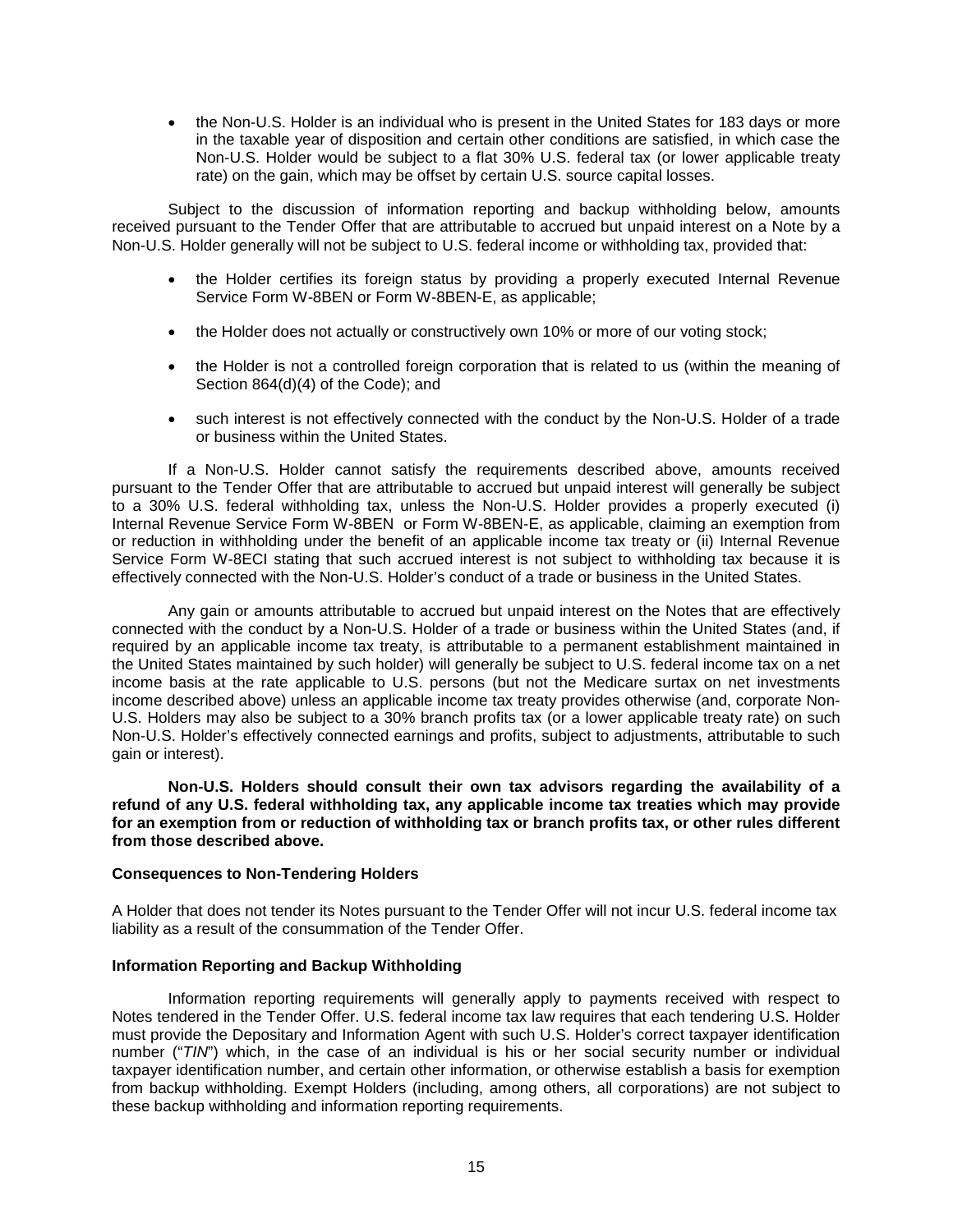- the Non-U.S. Holder is an individual who is present in the United States for 183 days or more in the taxable year of disposition and certain other conditions are satisfied, in which case the Non-U.S. Holder would be subject to a flat 30% U.S. federal tax (or lower applicable treaty rate) on the gain, which may be offset by certain U.S. source capital losses.

Subject to the discussion of information reporting and backup withholding below, amounts received pursuant to the Tender Offer that are attributable to accrued but unpaid interest on a Note by a Non-U.S. Holder generally will not be subject to U.S. federal income or withholding tax, provided that:

- the Holder certifies its foreign status by providing a properly executed Internal Revenue Service Form W-8BEN or Form W-8BEN-E, as applicable;
- the Holder does not actually or constructively own 10% or more of our voting stock;
- the Holder is not a controlled foreign corporation that is related to us (within the meaning of Section 864(d)(4) of the Code); and
- such interest is not effectively connected with the conduct by the Non-U.S. Holder of a trade or business within the United States.

If a Non-U.S. Holder cannot satisfy the requirements described above, amounts received pursuant to the Tender Offer that are attributable to accrued but unpaid interest will generally be subject to a 30% U.S. federal withholding tax, unless the Non-U.S. Holder provides a properly executed (i) Internal Revenue Service Form W-8BEN or Form W-8BEN-E, as applicable, claiming an exemption from or reduction in withholding under the benefit of an applicable income tax treaty or (ii) Internal Revenue Service Form W-8ECI stating that such accrued interest is not subject to withholding tax because it is effectively connected with the Non-U.S. Holder's conduct of a trade or business in the United States.

Any gain or amounts attributable to accrued but unpaid interest on the Notes that are effectively connected with the conduct by a Non-U.S. Holder of a trade or business within the United States (and, if required by an applicable income tax treaty, is attributable to a permanent establishment maintained in the United States maintained by such holder) will generally be subject to U.S. federal income tax on a net income basis at the rate applicable to U.S. persons (but not the Medicare surtax on net investments income described above) unless an applicable income tax treaty provides otherwise (and, corporate Non-U.S. Holders may also be subject to a 30% branch profits tax (or a lower applicable treaty rate) on such Non-U.S. Holder's effectively connected earnings and profits, subject to adjustments, attributable to such gain or interest).

**Non-U.S. Holders should consult their own tax advisors regarding the availability of a refund of any U.S. federal withholding tax, any applicable income tax treaties which may provide for an exemption from or reduction of withholding tax or branch profits tax, or other rules different from those described above.**

**Consequences to Non-Tendering Holders**

A Holder that does not tender its Notes pursuant to the Tender Offer will not incur U.S. federal income tax liability as a result of the consummation of the Tender Offer.

**Information Reporting and Backup Withholding**

Information reporting requirements will generally apply to payments received with respect to Notes tendered in the Tender Offer. U.S. federal income tax law requires that each tendering U.S. Holder must provide the Depositary and Information Agent with such U.S. Holder's correct taxpayer identification number ("*TIN*") which, in the case of an individual is his or her social security number or individual taxpayer identification number, and certain other information, or otherwise establish a basis for exemption from backup withholding. Exempt Holders (including, among others, all corporations) are not subject to these backup withholding and information reporting requirements.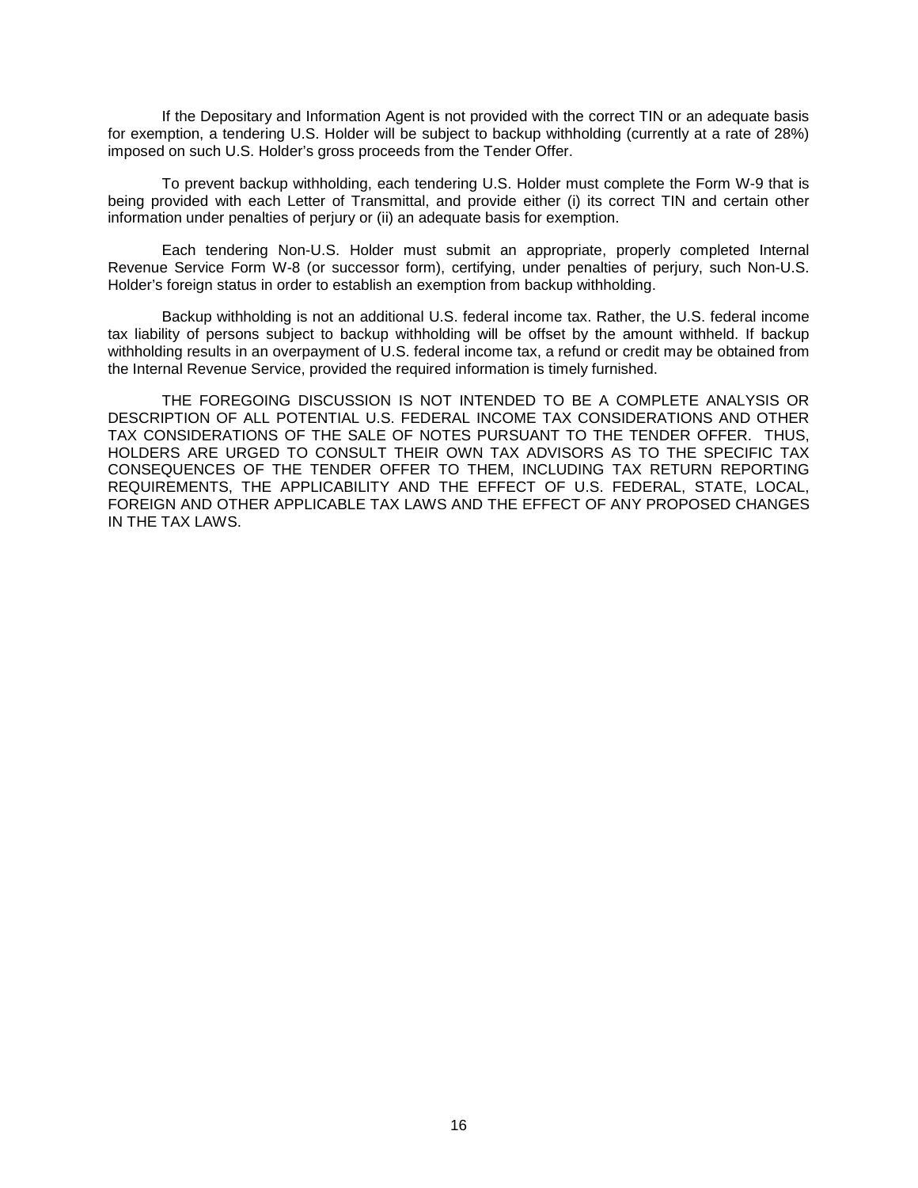If the Depositary and Information Agent is not provided with the correct TIN or an adequate basis for exemption, a tendering U.S. Holder will be subject to backup withholding (currently at a rate of 28%) imposed on such U.S. Holder's gross proceeds from the Tender Offer.

To prevent backup withholding, each tendering U.S. Holder must complete the Form W-9 that is being provided with each Letter of Transmittal, and provide either (i) its correct TIN and certain other information under penalties of perjury or (ii) an adequate basis for exemption.

Each tendering Non-U.S. Holder must submit an appropriate, properly completed Internal Revenue Service Form W-8 (or successor form), certifying, under penalties of perjury, such Non-U.S. Holder's foreign status in order to establish an exemption from backup withholding.

Backup withholding is not an additional U.S. federal income tax. Rather, the U.S. federal income tax liability of persons subject to backup withholding will be offset by the amount withheld. If backup withholding results in an overpayment of U.S. federal income tax, a refund or credit may be obtained from the Internal Revenue Service, provided the required information is timely furnished.

THE FOREGOING DISCUSSION IS NOT INTENDED TO BE A COMPLETE ANALYSIS OR DESCRIPTION OF ALL POTENTIAL U.S. FEDERAL INCOME TAX CONSIDERATIONS AND OTHER TAX CONSIDERATIONS OF THE SALE OF NOTES PURSUANT TO THE TENDER OFFER. THUS, HOLDERS ARE URGED TO CONSULT THEIR OWN TAX ADVISORS AS TO THE SPECIFIC TAX CONSEQUENCES OF THE TENDER OFFER TO THEM, INCLUDING TAX RETURN REPORTING REQUIREMENTS, THE APPLICABILITY AND THE EFFECT OF U.S. FEDERAL, STATE, LOCAL, FOREIGN AND OTHER APPLICABLE TAX LAWS AND THE EFFECT OF ANY PROPOSED CHANGES IN THE TAX LAWS.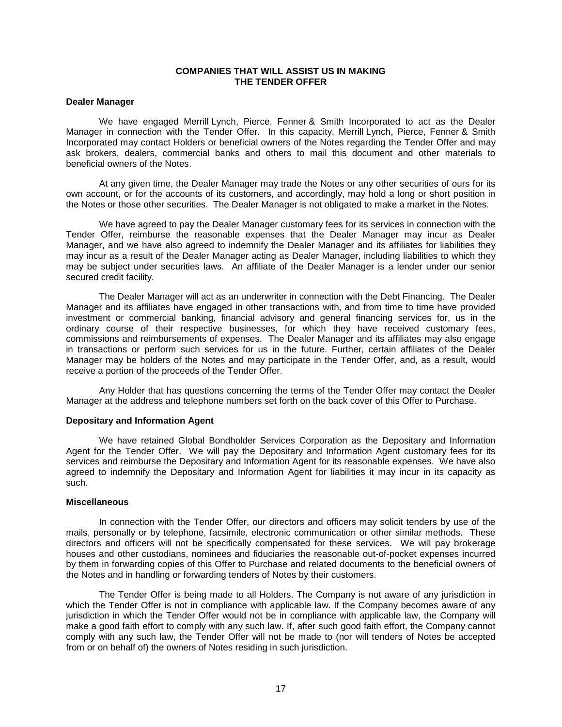## COMPANIES THAT WILL ASSIST US IN MAKING THE TENDER OFFER

### Dealer Manager

We have engaged Merrill Lynch, Pierce, Fenner & Smith Incorporated to act as the Dealer Manager in connection with the Tender Offer. In this capacity, Merrill Lynch, Pierce, Fenner & Smith Incorporated may contact Holders or beneficial owners of the Notes regarding the Tender Offer and may ask brokers, dealers, commercial banks and others to mail this document and other materials to beneficial owners of the Notes.

At any given time, the Dealer Manager may trade the Notes or any other securities of ours for its own account, or for the accounts of its customers, and accordingly, may hold a long or short position in the Notes or those other securities. The Dealer Manager is not obligated to make a market in the Notes.

We have agreed to pay the Dealer Manager customary fees for its services in connection with the Tender Offer, reimburse the reasonable expenses that the Dealer Manager may incur as Dealer Manager, and we have also agreed to indemnify the Dealer Manager and its affiliates for liabilities they may incur as a result of the Dealer Manager acting as Dealer Manager, including liabilities to which they may be subject under securities laws. An affiliate of the Dealer Manager is a lender under our senior secured credit facility.

The Dealer Manager will act as an underwriter in connection with the Debt Financing. The Dealer Manager and its affiliates have engaged in other transactions with, and from time to time have provided investment or commercial banking, financial advisory and general financing services for, us in the ordinary course of their respective businesses, for which they have received customary fees, commissions and reimbursements of expenses. The Dealer Manager and its affiliates may also engage in transactions or perform such services for us in the future. Further, certain affiliates of the Dealer Manager may be holders of the Notes and may participate in the Tender Offer, and, as a result, would receive a portion of the proceeds of the Tender Offer.

Any Holder that has questions concerning the terms of the Tender Offer may contact the Dealer Manager at the address and telephone numbers set forth on the back cover of this Offer to Purchase.

### Depositary and Information Agent

We have retained Global Bondholder Services Corporation as the Depositary and Information Agent for the Tender Offer. We will pay the Depositary and Information Agent customary fees for its services and reimburse the Depositary and Information Agent for its reasonable expenses. We have also agreed to indemnify the Depositary and Information Agent for liabilities it may incur in its capacity as such.

### Miscellaneous

In connection with the Tender Offer, our directors and officers may solicit tenders by use of the mails, personally or by telephone, facsimile, electronic communication or other similar methods. These directors and officers will not be specifically compensated for these services. We will pay brokerage houses and other custodians, nominees and fiduciaries the reasonable out-of-pocket expenses incurred by them in forwarding copies of this Offer to Purchase and related documents to the beneficial owners of the Notes and in handling or forwarding tenders of Notes by their customers.

The Tender Offer is being made to all Holders. The Company is not aware of any jurisdiction in which the Tender Offer is not in compliance with applicable law. If the Company becomes aware of any jurisdiction in which the Tender Offer would not be in compliance with applicable law, the Company will make a good faith effort to comply with any such law. If, after such good faith effort, the Company cannot comply with any such law, the Tender Offer will not be made to (nor will tenders of Notes be accepted from or on behalf of) the owners of Notes residing in such jurisdiction.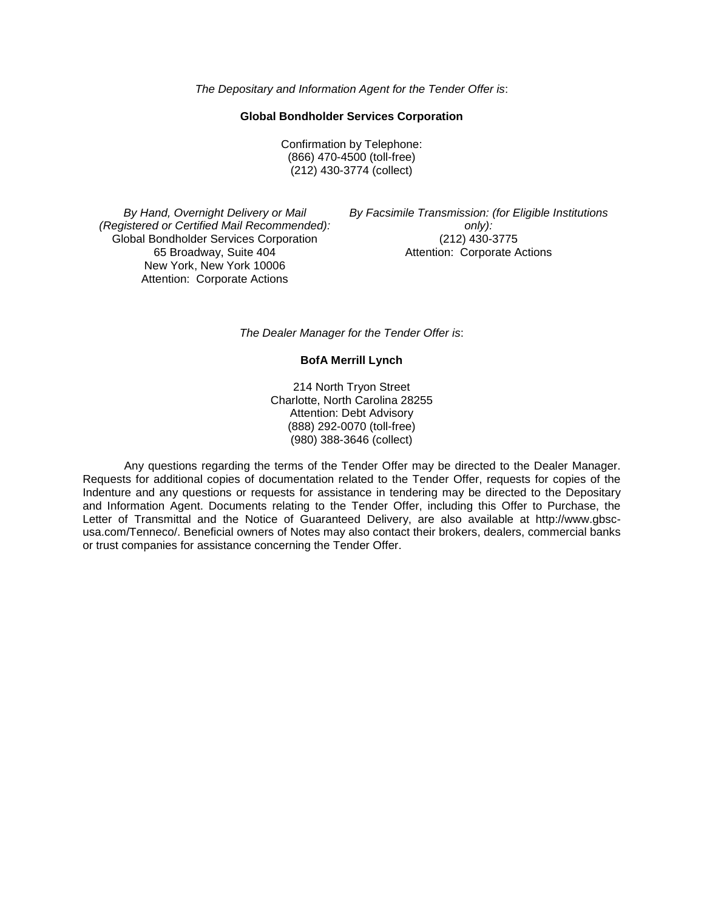*The Depositary and Information Agent for the Tender Offer is*:

**Global Bondholder Services Corporation**

Confirmation by Telephone:
(866) 470-4500 (toll-free)
(212) 430-3774 (collect)

*By Hand, Overnight Delivery or Mail (Registered or Certified Mail Recommended):*
Global Bondholder Services Corporation
65 Broadway, Suite 404
New York, New York 10006
Attention: Corporate Actions

*By Facsimile Transmission: (for Eligible Institutions only):*
(212) 430-3775
Attention: Corporate Actions

*The Dealer Manager for the Tender Offer is*:

**BofA Merrill Lynch**

214 North Tryon Street
Charlotte, North Carolina 28255
Attention: Debt Advisory
(888) 292-0070 (toll-free)
(980) 388-3646 (collect)

Any questions regarding the terms of the Tender Offer may be directed to the Dealer Manager. Requests for additional copies of documentation related to the Tender Offer, requests for copies of the Indenture and any questions or requests for assistance in tendering may be directed to the Depositary and Information Agent. Documents relating to the Tender Offer, including this Offer to Purchase, the Letter of Transmittal and the Notice of Guaranteed Delivery, are also available at http://www.gbsc-usa.com/Tenneco/. Beneficial owners of Notes may also contact their brokers, dealers, commercial banks or trust companies for assistance concerning the Tender Offer.